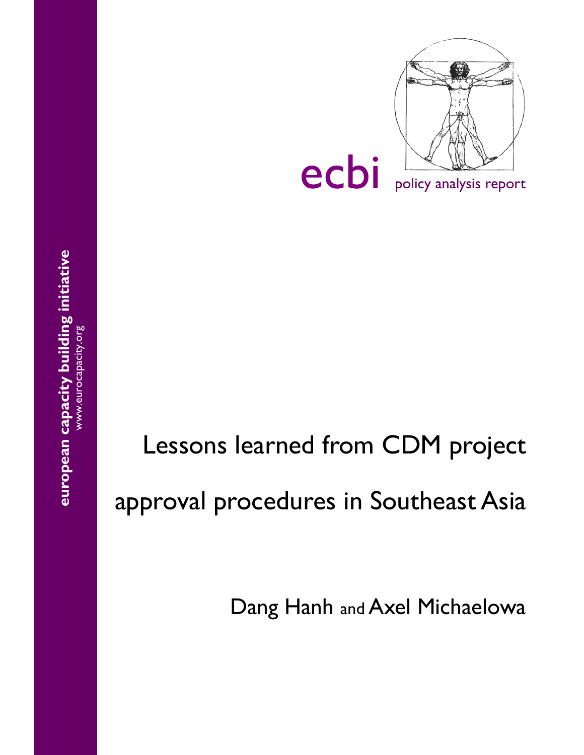**european capacity building initiative**
www.eurocapacity.org

ecbi policy analysis report

# Lessons learned from CDM project approval procedures in Southeast Asia

Dang Hanh and Axel Michaelowa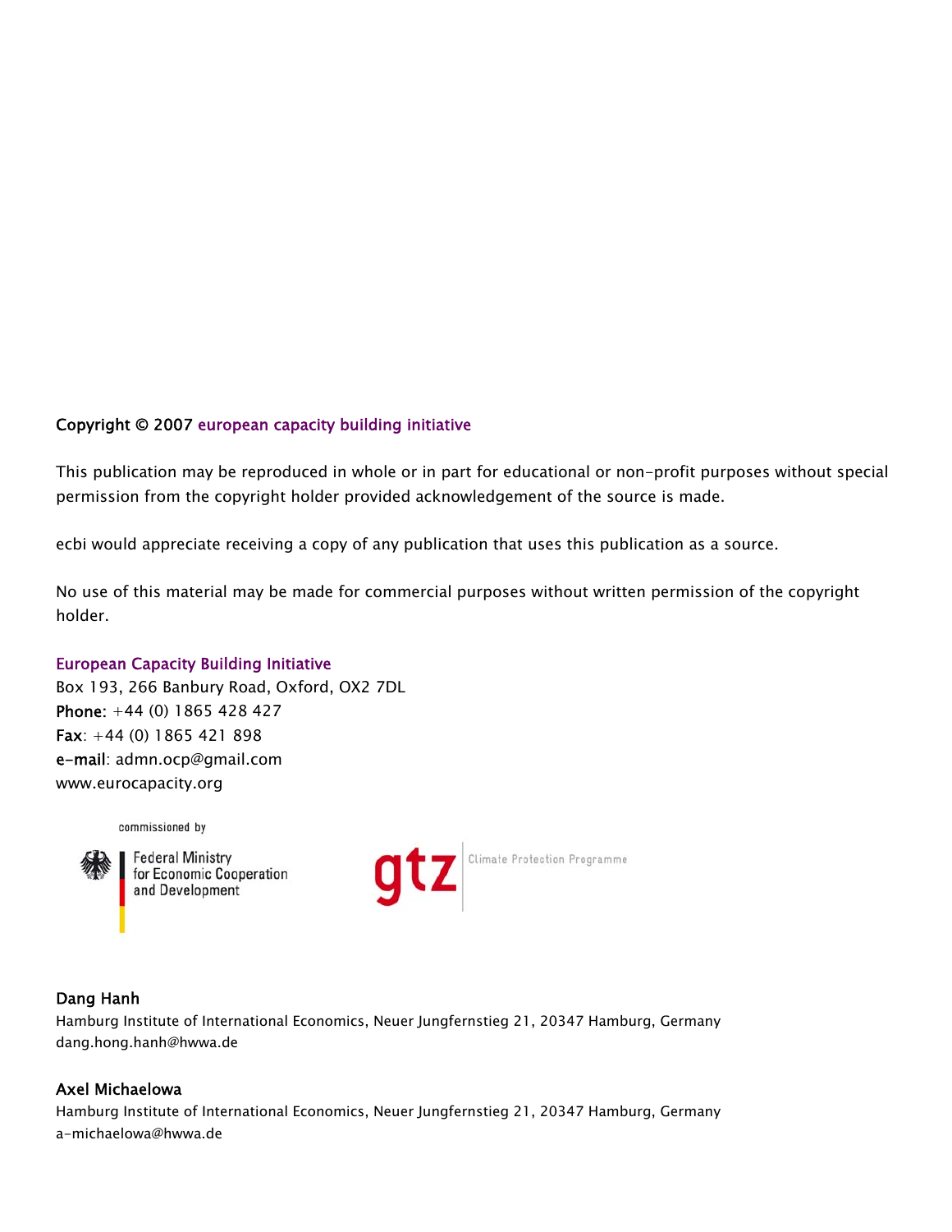**Copyright © 2007 european capacity building initiative**

This publication may be reproduced in whole or in part for educational or non-profit purposes without special permission from the copyright holder provided acknowledgement of the source is made.

ecbi would appreciate receiving a copy of any publication that uses this publication as a source.

No use of this material may be made for commercial purposes without written permission of the copyright holder.

European Capacity Building Initiative
Box 193, 266 Banbury Road, Oxford, OX2 7DL
**Phone:** +44 (0) 1865 428 427
**Fax**: +44 (0) 1865 421 898
**e-mail**: admn.ocp@gmail.com
www.eurocapacity.org

commissioned by

Federal Ministry for Economic Cooperation and Development

gtz Climate Protection Programme

**Dang Hanh**
Hamburg Institute of International Economics, Neuer Jungfernstieg 21, 20347 Hamburg, Germany
dang.hong.hanh@hwwa.de

**Axel Michaelowa**
Hamburg Institute of International Economics, Neuer Jungfernstieg 21, 20347 Hamburg, Germany
a-michaelowa@hwwa.de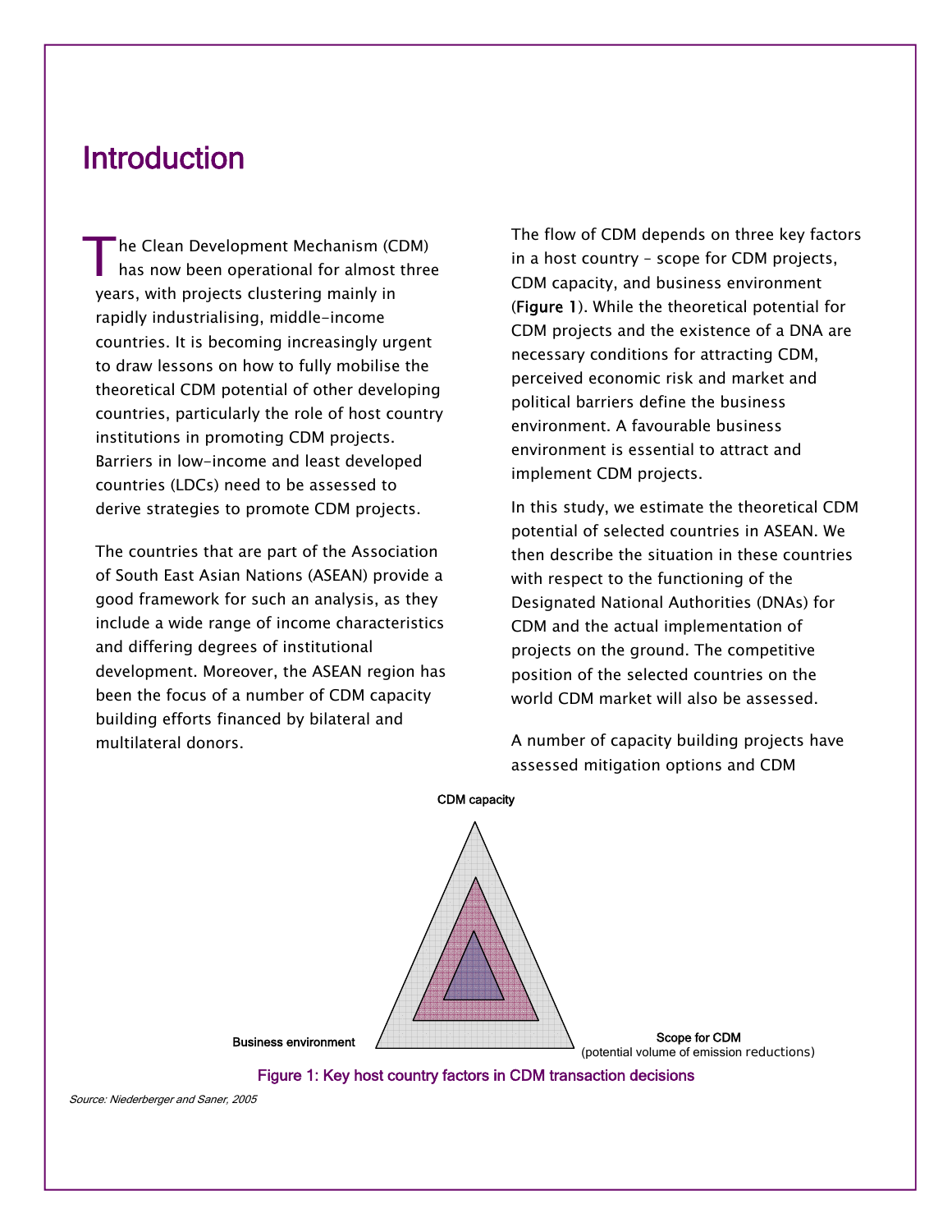# Introduction

The Clean Development Mechanism (CDM) has now been operational for almost three years, with projects clustering mainly in rapidly industrialising, middle-income countries. It is becoming increasingly urgent to draw lessons on how to fully mobilise the theoretical CDM potential of other developing countries, particularly the role of host country institutions in promoting CDM projects. Barriers in low-income and least developed countries (LDCs) need to be assessed to derive strategies to promote CDM projects.

The countries that are part of the Association of South East Asian Nations (ASEAN) provide a good framework for such an analysis, as they include a wide range of income characteristics and differing degrees of institutional development. Moreover, the ASEAN region has been the focus of a number of CDM capacity building efforts financed by bilateral and multilateral donors.

The flow of CDM depends on three key factors in a host country – scope for CDM projects, CDM capacity, and business environment (**Figure 1**). While the theoretical potential for CDM projects and the existence of a DNA are necessary conditions for attracting CDM, perceived economic risk and market and political barriers define the business environment. A favourable business environment is essential to attract and implement CDM projects.

In this study, we estimate the theoretical CDM potential of selected countries in ASEAN. We then describe the situation in these countries with respect to the functioning of the Designated National Authorities (DNAs) for CDM and the actual implementation of projects on the ground. The competitive position of the selected countries on the world CDM market will also be assessed.

A number of capacity building projects have assessed mitigation options and CDM

CDM capacity

Business environment

Scope for CDM
(potential volume of emission reductions)

Figure 1: Key host country factors in CDM transaction decisions

*Source: Niederberger and Saner, 2005*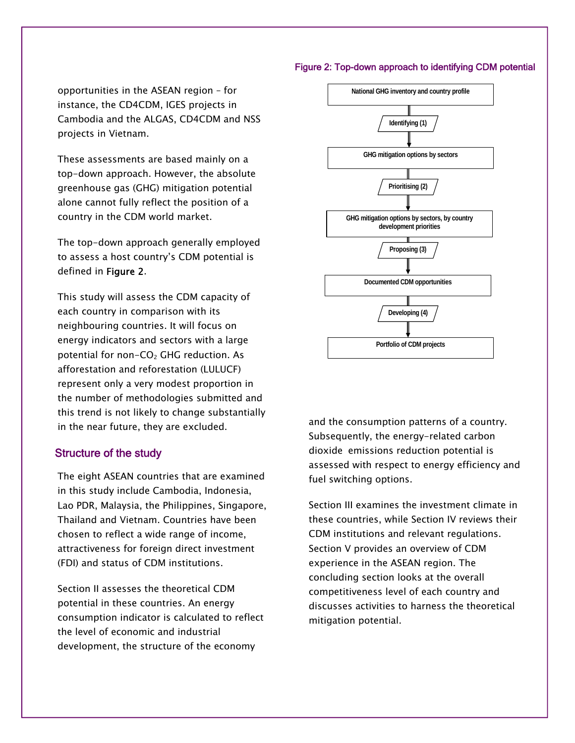opportunities in the ASEAN region – for instance, the CD4CDM, IGES projects in Cambodia and the ALGAS, CD4CDM and NSS projects in Vietnam.

These assessments are based mainly on a top-down approach. However, the absolute greenhouse gas (GHG) mitigation potential alone cannot fully reflect the position of a country in the CDM world market.

The top-down approach generally employed to assess a host country's CDM potential is defined in **Figure 2**.

This study will assess the CDM capacity of each country in comparison with its neighbouring countries. It will focus on energy indicators and sectors with a large potential for non-$CO_2$ GHG reduction. As afforestation and reforestation (LULUCF) represent only a very modest proportion in the number of methodologies submitted and this trend is not likely to change substantially in the near future, they are excluded.

Figure 2: Top-down approach to identifying CDM potential

National GHG inventory and country profile
↓ Identifying (1)
GHG mitigation options by sectors
↓ Prioritising (2)
GHG mitigation options by sectors, by country development priorities
↓ Proposing (3)
Documented CDM opportunities
↓ Developing (4)
Portfolio of CDM projects

## Structure of the study

The eight ASEAN countries that are examined in this study include Cambodia, Indonesia, Lao PDR, Malaysia, the Philippines, Singapore, Thailand and Vietnam. Countries have been chosen to reflect a wide range of income, attractiveness for foreign direct investment (FDI) and status of CDM institutions.

Section II assesses the theoretical CDM potential in these countries. An energy consumption indicator is calculated to reflect the level of economic and industrial development, the structure of the economy and the consumption patterns of a country. Subsequently, the energy-related carbon dioxide emissions reduction potential is assessed with respect to energy efficiency and fuel switching options.

Section III examines the investment climate in these countries, while Section IV reviews their CDM institutions and relevant regulations. Section V provides an overview of CDM experience in the ASEAN region. The concluding section looks at the overall competitiveness level of each country and discusses activities to harness the theoretical mitigation potential.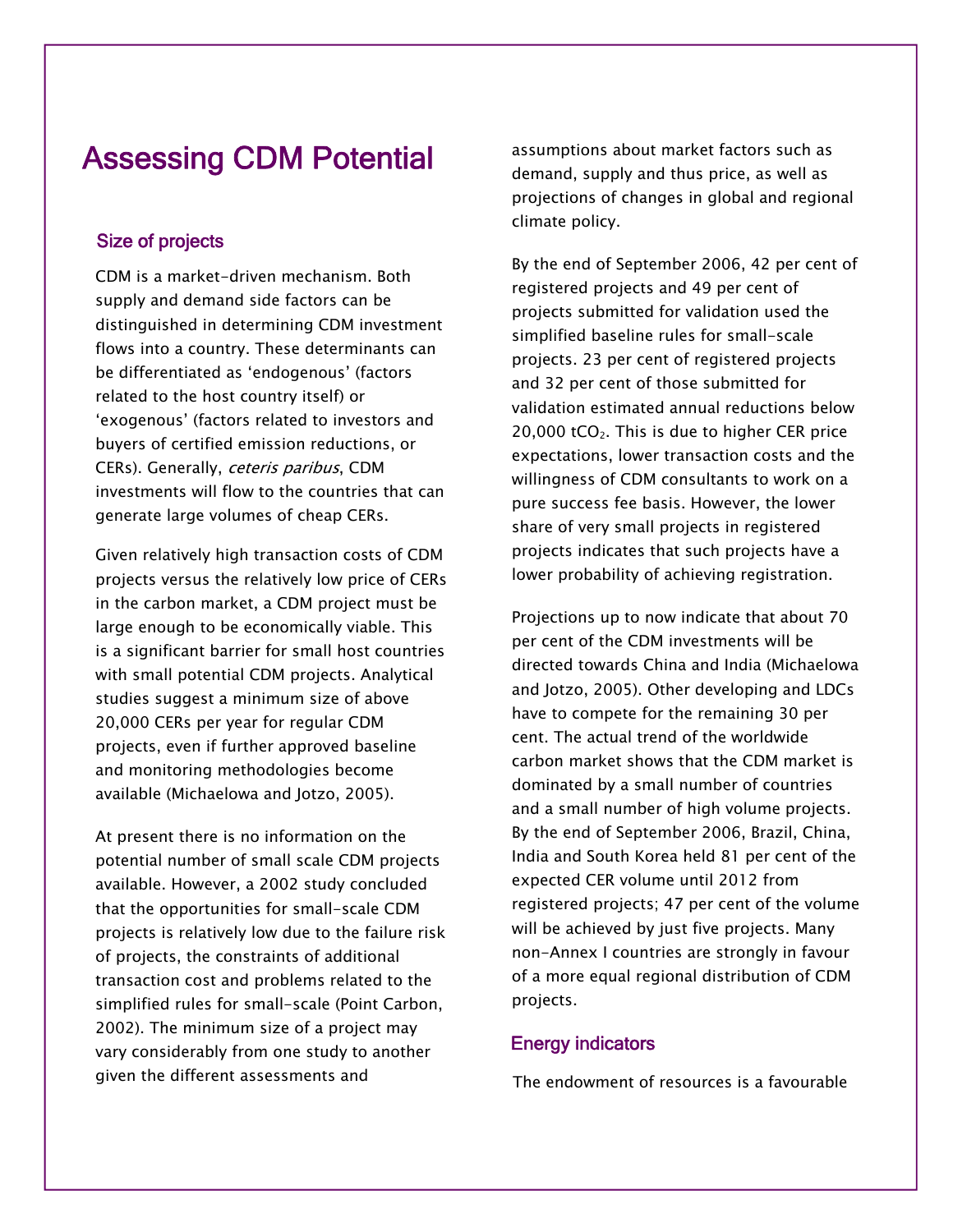# Assessing CDM Potential

## Size of projects

CDM is a market-driven mechanism. Both supply and demand side factors can be distinguished in determining CDM investment flows into a country. These determinants can be differentiated as 'endogenous' (factors related to the host country itself) or 'exogenous' (factors related to investors and buyers of certified emission reductions, or CERs). Generally, *ceteris paribus*, CDM investments will flow to the countries that can generate large volumes of cheap CERs.

Given relatively high transaction costs of CDM projects versus the relatively low price of CERs in the carbon market, a CDM project must be large enough to be economically viable. This is a significant barrier for small host countries with small potential CDM projects. Analytical studies suggest a minimum size of above 20,000 CERs per year for regular CDM projects, even if further approved baseline and monitoring methodologies become available (Michaelowa and Jotzo, 2005).

At present there is no information on the potential number of small scale CDM projects available. However, a 2002 study concluded that the opportunities for small-scale CDM projects is relatively low due to the failure risk of projects, the constraints of additional transaction cost and problems related to the simplified rules for small-scale (Point Carbon, 2002). The minimum size of a project may vary considerably from one study to another given the different assessments and assumptions about market factors such as demand, supply and thus price, as well as projections of changes in global and regional climate policy.

By the end of September 2006, 42 per cent of registered projects and 49 per cent of projects submitted for validation used the simplified baseline rules for small-scale projects. 23 per cent of registered projects and 32 per cent of those submitted for validation estimated annual reductions below 20,000 $tCO_2$. This is due to higher CER price expectations, lower transaction costs and the willingness of CDM consultants to work on a pure success fee basis. However, the lower share of very small projects in registered projects indicates that such projects have a lower probability of achieving registration.

Projections up to now indicate that about 70 per cent of the CDM investments will be directed towards China and India (Michaelowa and Jotzo, 2005). Other developing and LDCs have to compete for the remaining 30 per cent. The actual trend of the worldwide carbon market shows that the CDM market is dominated by a small number of countries and a small number of high volume projects. By the end of September 2006, Brazil, China, India and South Korea held 81 per cent of the expected CER volume until 2012 from registered projects; 47 per cent of the volume will be achieved by just five projects. Many non-Annex I countries are strongly in favour of a more equal regional distribution of CDM projects.

## Energy indicators

The endowment of resources is a favourable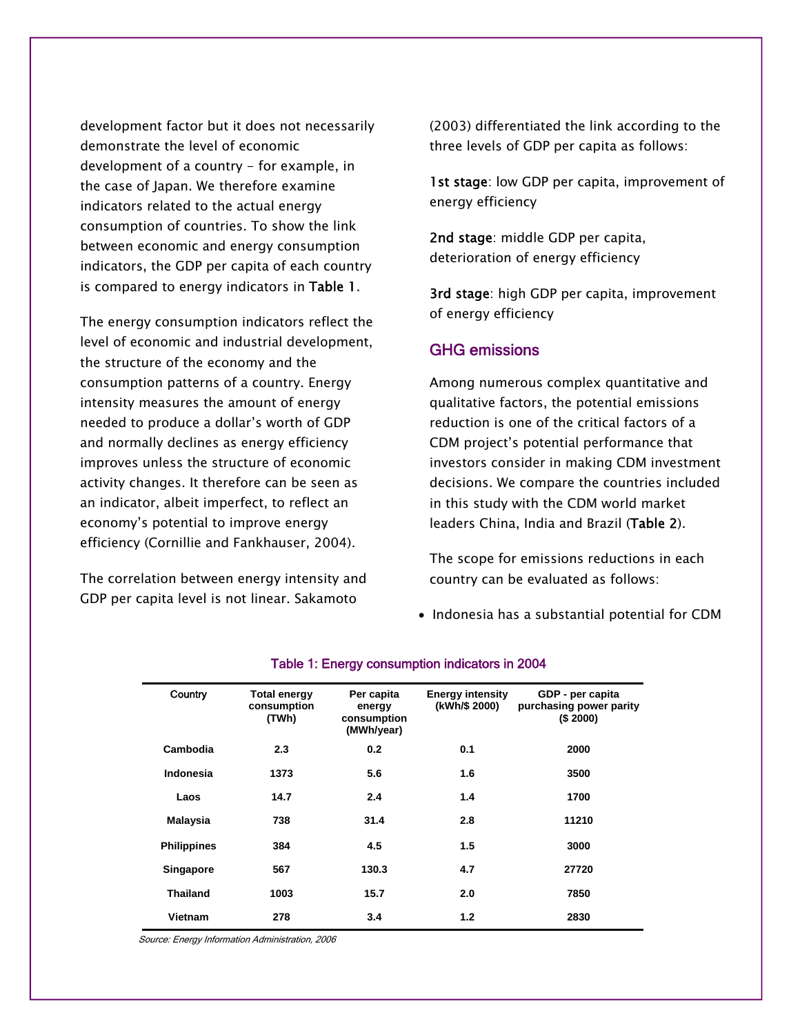development factor but it does not necessarily demonstrate the level of economic development of a country – for example, in the case of Japan. We therefore examine indicators related to the actual energy consumption of countries. To show the link between economic and energy consumption indicators, the GDP per capita of each country is compared to energy indicators in **Table 1**.

The energy consumption indicators reflect the level of economic and industrial development, the structure of the economy and the consumption patterns of a country. Energy intensity measures the amount of energy needed to produce a dollar's worth of GDP and normally declines as energy efficiency improves unless the structure of economic activity changes. It therefore can be seen as an indicator, albeit imperfect, to reflect an economy's potential to improve energy efficiency (Cornillie and Fankhauser, 2004).

The correlation between energy intensity and GDP per capita level is not linear. Sakamoto (2003) differentiated the link according to the three levels of GDP per capita as follows:

**1st stage**: low GDP per capita, improvement of energy efficiency

**2nd stage**: middle GDP per capita, deterioration of energy efficiency

**3rd stage**: high GDP per capita, improvement of energy efficiency

## GHG emissions

Among numerous complex quantitative and qualitative factors, the potential emissions reduction is one of the critical factors of a CDM project's potential performance that investors consider in making CDM investment decisions. We compare the countries included in this study with the CDM world market leaders China, India and Brazil (**Table 2**).

The scope for emissions reductions in each country can be evaluated as follows:

- Indonesia has a substantial potential for CDM

**Table 1: Energy consumption indicators in 2004**

| Country | Total energy consumption (TWh) | Per capita energy consumption (MWh/year) | Energy intensity (kWh/$ 2000) | GDP - per capita purchasing power parity ($ 2000) |
|---|---|---|---|---|
| Cambodia | 2.3 | 0.2 | 0.1 | 2000 |
| Indonesia | 1373 | 5.6 | 1.6 | 3500 |
| Laos | 14.7 | 2.4 | 1.4 | 1700 |
| Malaysia | 738 | 31.4 | 2.8 | 11210 |
| Philippines | 384 | 4.5 | 1.5 | 3000 |
| Singapore | 567 | 130.3 | 4.7 | 27720 |
| Thailand | 1003 | 15.7 | 2.0 | 7850 |
| Vietnam | 278 | 3.4 | 1.2 | 2830 |

*Source: Energy Information Administration, 2006*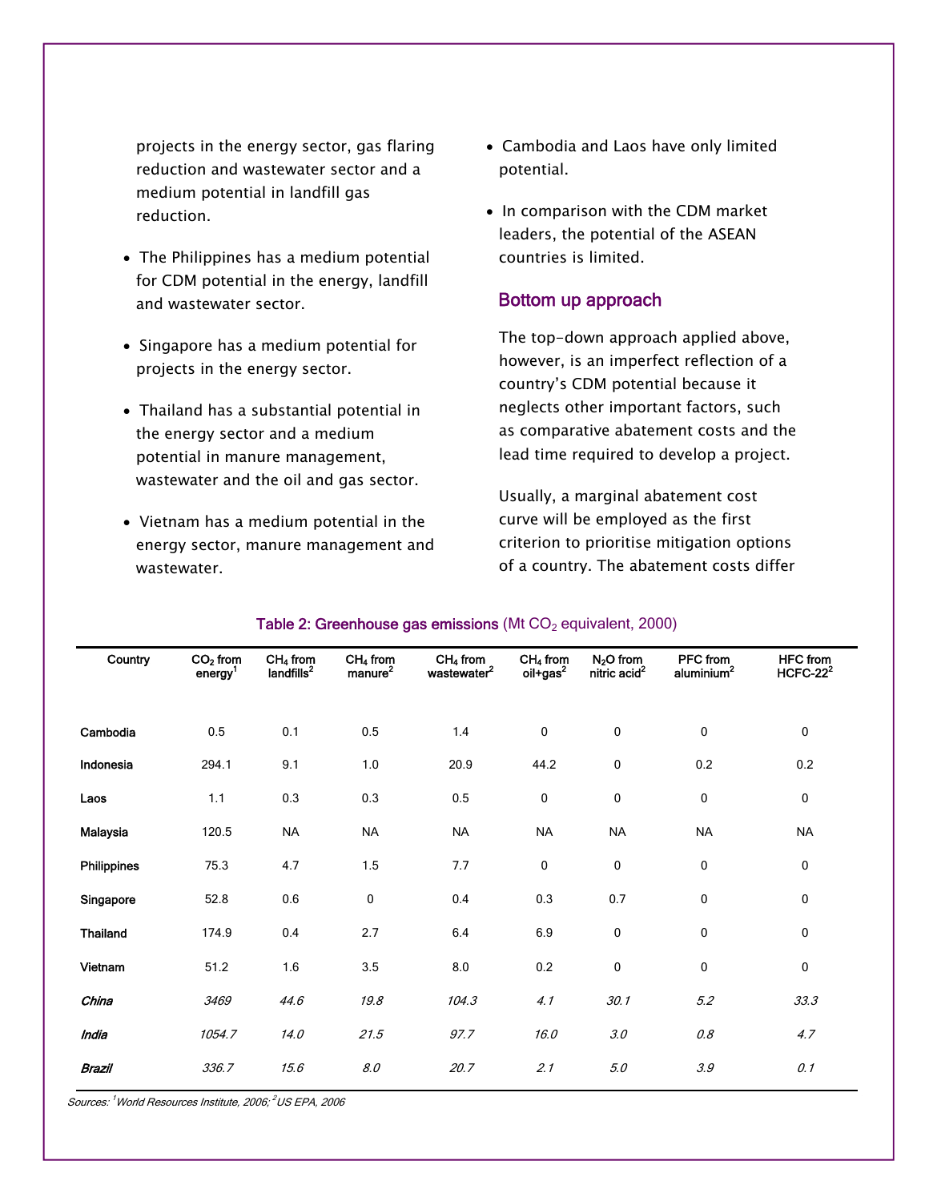projects in the energy sector, gas flaring reduction and wastewater sector and a medium potential in landfill gas reduction.

- The Philippines has a medium potential for CDM potential in the energy, landfill and wastewater sector.
- Singapore has a medium potential for projects in the energy sector.
- Thailand has a substantial potential in the energy sector and a medium potential in manure management, wastewater and the oil and gas sector.
- Vietnam has a medium potential in the energy sector, manure management and wastewater.
- Cambodia and Laos have only limited potential.
- In comparison with the CDM market leaders, the potential of the ASEAN countries is limited.

## Bottom up approach

The top-down approach applied above, however, is an imperfect reflection of a country's CDM potential because it neglects other important factors, such as comparative abatement costs and the lead time required to develop a project.

Usually, a marginal abatement cost curve will be employed as the first criterion to prioritise mitigation options of a country. The abatement costs differ

**Table 2: Greenhouse gas emissions** (Mt $CO_2$ equivalent, 2000)

| Country | $CO_2$ from energy[1] | $CH_4$ from landfills[2] | $CH_4$ from manure[2] | $CH_4$ from wastewater[2] | $CH_4$ from oil+gas[2] | $N_2O$ from nitric acid[2] | PFC from aluminium[2] | HFC from HCFC-22[2] |
|---|---|---|---|---|---|---|---|---|
| Cambodia | 0.5 | 0.1 | 0.5 | 1.4 | 0 | 0 | 0 | 0 |
| Indonesia | 294.1 | 9.1 | 1.0 | 20.9 | 44.2 | 0 | 0.2 | 0.2 |
| Laos | 1.1 | 0.3 | 0.3 | 0.5 | 0 | 0 | 0 | 0 |
| Malaysia | 120.5 | NA | NA | NA | NA | NA | NA | NA |
| Philippines | 75.3 | 4.7 | 1.5 | 7.7 | 0 | 0 | 0 | 0 |
| Singapore | 52.8 | 0.6 | 0 | 0.4 | 0.3 | 0.7 | 0 | 0 |
| Thailand | 174.9 | 0.4 | 2.7 | 6.4 | 6.9 | 0 | 0 | 0 |
| Vietnam | 51.2 | 1.6 | 3.5 | 8.0 | 0.2 | 0 | 0 | 0 |
| *China* | *3469* | *44.6* | *19.8* | *104.3* | *4.1* | *30.1* | *5.2* | *33.3* |
| *India* | *1054.7* | *14.0* | *21.5* | *97.7* | *16.0* | *3.0* | *0.8* | *4.7* |
| *Brazil* | *336.7* | *15.6* | *8.0* | *20.7* | *2.1* | *5.0* | *3.9* | *0.1* |

*Sources: [1] World Resources Institute, 2006; [2] US EPA, 2006*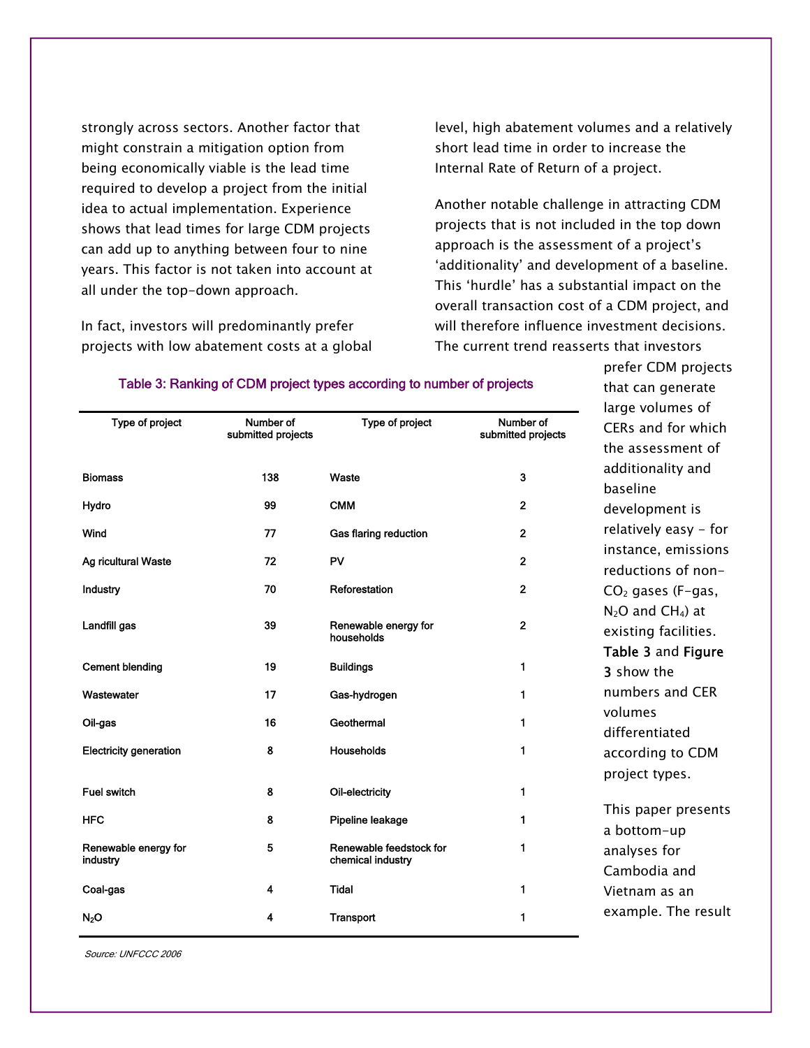strongly across sectors. Another factor that might constrain a mitigation option from being economically viable is the lead time required to develop a project from the initial idea to actual implementation. Experience shows that lead times for large CDM projects can add up to anything between four to nine years. This factor is not taken into account at all under the top-down approach.

In fact, investors will predominantly prefer projects with low abatement costs at a global level, high abatement volumes and a relatively short lead time in order to increase the Internal Rate of Return of a project.

Another notable challenge in attracting CDM projects that is not included in the top down approach is the assessment of a project's 'additionality' and development of a baseline. This 'hurdle' has a substantial impact on the overall transaction cost of a CDM project, and will therefore influence investment decisions. The current trend reasserts that investors prefer CDM projects that can generate large volumes of CERs and for which the assessment of additionality and baseline development is relatively easy - for instance, emissions reductions of non-$CO_2$ gases (F-gas, $N_2O$ and $CH_4$) at existing facilities. **Table 3** and **Figure 3** show the numbers and CER volumes differentiated according to CDM project types.

This paper presents a bottom-up analyses for Cambodia and Vietnam as an example. The result

**Table 3: Ranking of CDM project types according to number of projects**

| Type of project | Number of submitted projects | Type of project | Number of submitted projects |
|---|---|---|---|
| Biomass | 138 | Waste | 3 |
| Hydro | 99 | CMM | 2 |
| Wind | 77 | Gas flaring reduction | 2 |
| Ag ricultural Waste | 72 | PV | 2 |
| Industry | 70 | Reforestation | 2 |
| Landfill gas | 39 | Renewable energy for households | 2 |
| Cement blending | 19 | Buildings | 1 |
| Wastewater | 17 | Gas-hydrogen | 1 |
| Oil-gas | 16 | Geothermal | 1 |
| Electricity generation | 8 | Households | 1 |
| Fuel switch | 8 | Oil-electricity | 1 |
| HFC | 8 | Pipeline leakage | 1 |
| Renewable energy for industry | 5 | Renewable feedstock for chemical industry | 1 |
| Coal-gas | 4 | Tidal | 1 |
| $N_2O$ | 4 | Transport | 1 |

*Source: UNFCCC 2006*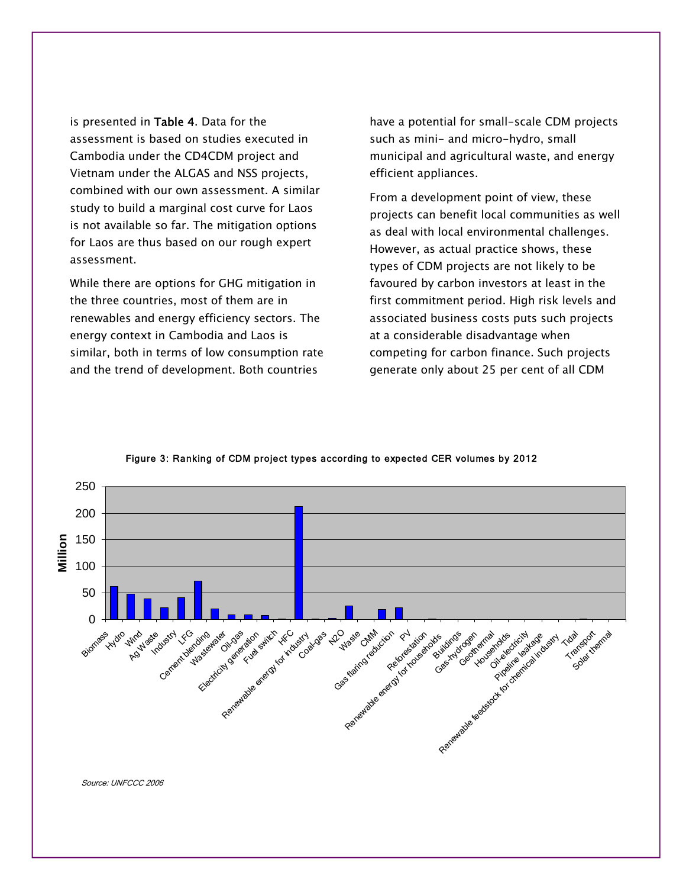is presented in **Table 4**. Data for the assessment is based on studies executed in Cambodia under the CD4CDM project and Vietnam under the ALGAS and NSS projects, combined with our own assessment. A similar study to build a marginal cost curve for Laos is not available so far. The mitigation options for Laos are thus based on our rough expert assessment.

While there are options for GHG mitigation in the three countries, most of them are in renewables and energy efficiency sectors. The energy context in Cambodia and Laos is similar, both in terms of low consumption rate and the trend of development. Both countries have a potential for small-scale CDM projects such as mini- and micro-hydro, small municipal and agricultural waste, and energy efficient appliances.

From a development point of view, these projects can benefit local communities as well as deal with local environmental challenges. However, as actual practice shows, these types of CDM projects are not likely to be favoured by carbon investors at least in the first commitment period. High risk levels and associated business costs puts such projects at a considerable disadvantage when competing for carbon finance. Such projects generate only about 25 per cent of all CDM

Figure 3: Ranking of CDM project types according to expected CER volumes by 2012

*Source: UNFCCC 2006*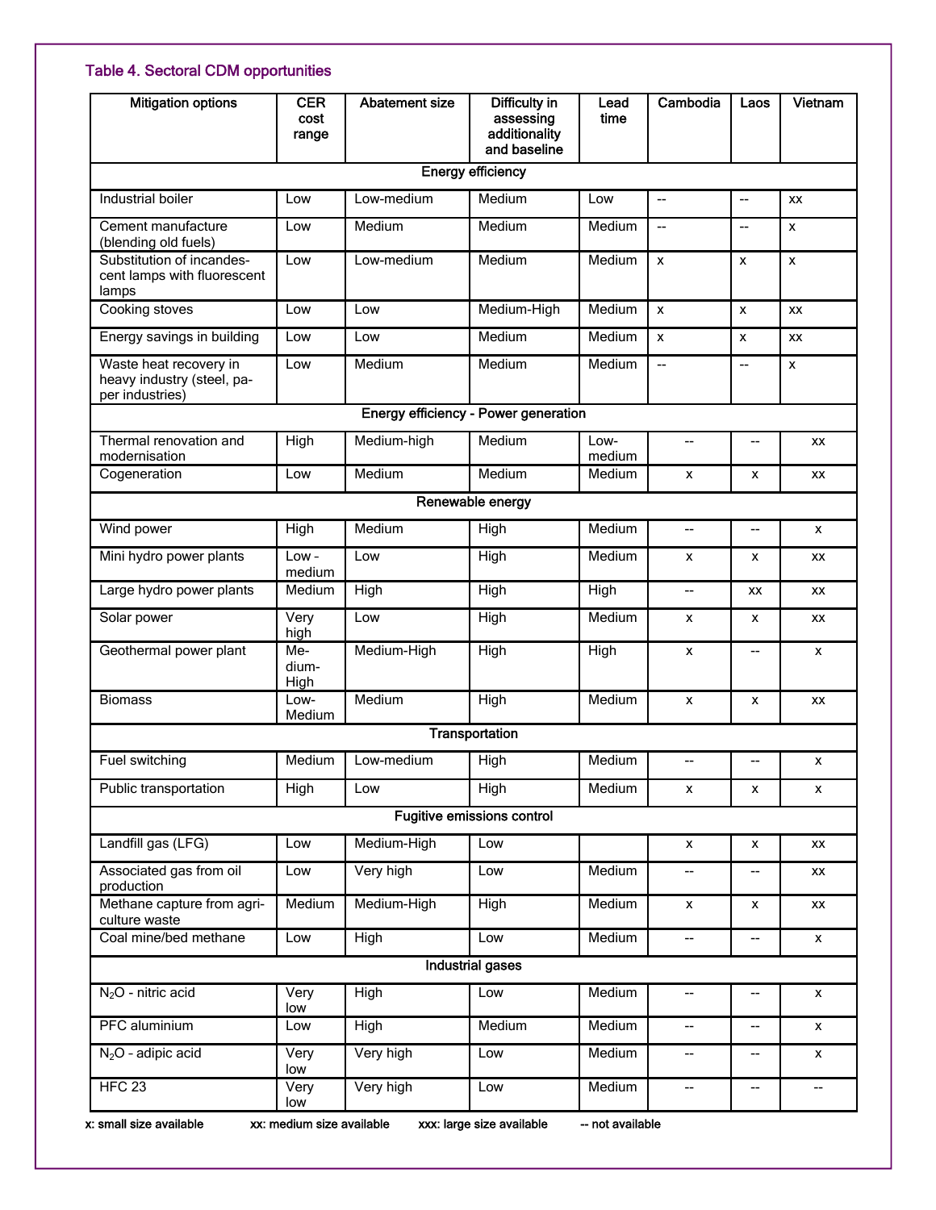### Table 4. Sectoral CDM opportunities

| Mitigation options | CER cost range | Abatement size | Difficulty in assessing additionality and baseline | Lead time | Cambodia | Laos | Vietnam |
|---|---|---|---|---|---|---|---|
| **Energy efficiency** | | | | | | | |
| Industrial boiler | Low | Low-medium | Medium | Low | -- | -- | xx |
| Cement manufacture (blending old fuels) | Low | Medium | Medium | Medium | -- | -- | x |
| Substitution of incandescent lamps with fluorescent lamps | Low | Low-medium | Medium | Medium | x | x | x |
| Cooking stoves | Low | Low | Medium-High | Medium | x | x | xx |
| Energy savings in building | Low | Low | Medium | Medium | x | x | xx |
| Waste heat recovery in heavy industry (steel, paper industries) | Low | Medium | Medium | Medium | -- | -- | x |
| **Energy efficiency - Power generation** | | | | | | | |
| Thermal renovation and modernisation | High | Medium-high | Medium | Low-medium | -- | -- | xx |
| Cogeneration | Low | Medium | Medium | Medium | x | x | xx |
| **Renewable energy** | | | | | | | |
| Wind power | High | Medium | High | Medium | -- | -- | x |
| Mini hydro power plants | Low - medium | Low | High | Medium | x | x | xx |
| Large hydro power plants | Medium | High | High | High | -- | xx | xx |
| Solar power | Very high | Low | High | Medium | x | x | xx |
| Geothermal power plant | Medium-High | Medium-High | High | High | x | -- | x |
| Biomass | Low-Medium | Medium | High | Medium | x | x | xx |
| **Transportation** | | | | | | | |
| Fuel switching | Medium | Low-medium | High | Medium | -- | -- | x |
| Public transportation | High | Low | High | Medium | x | x | x |
| **Fugitive emissions control** | | | | | | | |
| Landfill gas (LFG) | Low | Medium-High | Low | | x | x | xx |
| Associated gas from oil production | Low | Very high | Low | Medium | -- | -- | xx |
| Methane capture from agriculture waste | Medium | Medium-High | High | Medium | x | x | xx |
| Coal mine/bed methane | Low | High | Low | Medium | -- | -- | x |
| **Industrial gases** | | | | | | | |
| $N_2O$ - nitric acid | Very low | High | Low | Medium | -- | -- | x |
| PFC aluminium | Low | High | Medium | Medium | -- | -- | x |
| $N_2O$ - adipic acid | Very low | Very high | Low | Medium | -- | -- | x |
| HFC 23 | Very low | Very high | Low | Medium | -- | -- | -- |

x: small size available xx: medium size available xxx: large size available -- not available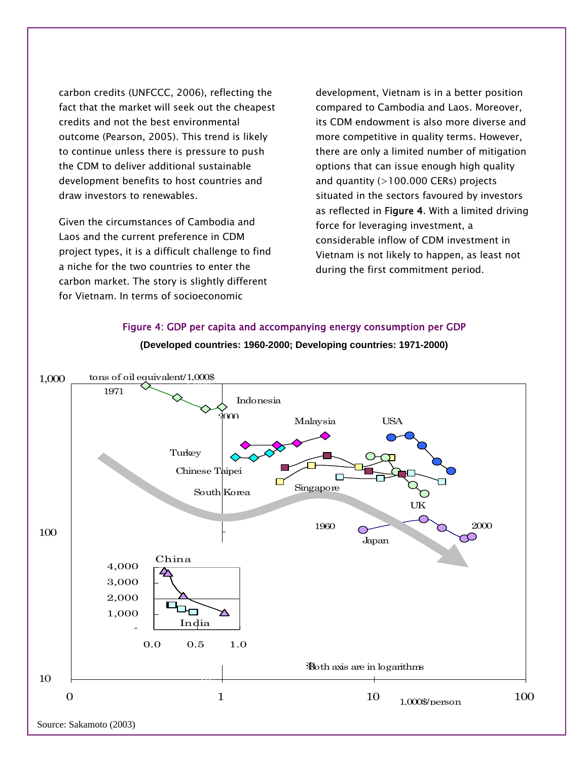carbon credits (UNFCCC, 2006), reflecting the fact that the market will seek out the cheapest credits and not the best environmental outcome (Pearson, 2005). This trend is likely to continue unless there is pressure to push the CDM to deliver additional sustainable development benefits to host countries and draw investors to renewables.

Given the circumstances of Cambodia and Laos and the current preference in CDM project types, it is a difficult challenge to find a niche for the two countries to enter the carbon market. The story is slightly different for Vietnam. In terms of socioeconomic development, Vietnam is in a better position compared to Cambodia and Laos. Moreover, its CDM endowment is also more diverse and more competitive in quality terms. However, there are only a limited number of mitigation options that can issue enough high quality and quantity (>100.000 CERs) projects situated in the sectors favoured by investors as reflected in **Figure 4**. With a limited driving force for leveraging investment, a considerable inflow of CDM investment in Vietnam is not likely to happen, as least not during the first commitment period.

**Figure 4: GDP per capita and accompanying energy consumption per GDP**

**(Developed countries: 1960-2000; Developing countries: 1971-2000)**

Source: Sakamoto (2003)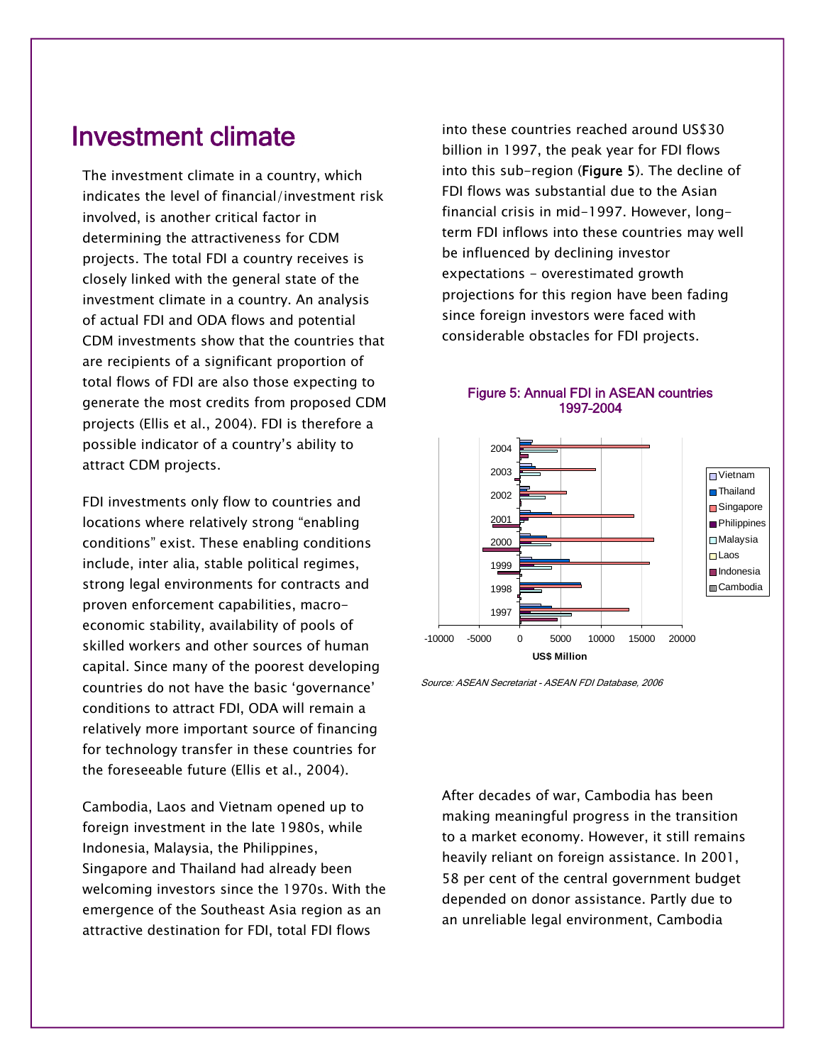## Investment climate

The investment climate in a country, which indicates the level of financial/investment risk involved, is another critical factor in determining the attractiveness for CDM projects. The total FDI a country receives is closely linked with the general state of the investment climate in a country. An analysis of actual FDI and ODA flows and potential CDM investments show that the countries that are recipients of a significant proportion of total flows of FDI are also those expecting to generate the most credits from proposed CDM projects (Ellis et al., 2004). FDI is therefore a possible indicator of a country's ability to attract CDM projects.

FDI investments only flow to countries and locations where relatively strong "enabling conditions" exist. These enabling conditions include, inter alia, stable political regimes, strong legal environments for contracts and proven enforcement capabilities, macro-economic stability, availability of pools of skilled workers and other sources of human capital. Since many of the poorest developing countries do not have the basic 'governance' conditions to attract FDI, ODA will remain a relatively more important source of financing for technology transfer in these countries for the foreseeable future (Ellis et al., 2004).

Cambodia, Laos and Vietnam opened up to foreign investment in the late 1980s, while Indonesia, Malaysia, the Philippines, Singapore and Thailand had already been welcoming investors since the 1970s. With the emergence of the Southeast Asia region as an attractive destination for FDI, total FDI flows into these countries reached around US$30 billion in 1997, the peak year for FDI flows into this sub-region (**Figure 5**). The decline of FDI flows was substantial due to the Asian financial crisis in mid-1997. However, long-term FDI inflows into these countries may well be influenced by declining investor expectations - overestimated growth projections for this region have been fading since foreign investors were faced with considerable obstacles for FDI projects.

**Figure 5: Annual FDI in ASEAN countries 1997-2004**

*Source: ASEAN Secretariat - ASEAN FDI Database, 2006*

After decades of war, Cambodia has been making meaningful progress in the transition to a market economy. However, it still remains heavily reliant on foreign assistance. In 2001, 58 per cent of the central government budget depended on donor assistance. Partly due to an unreliable legal environment, Cambodia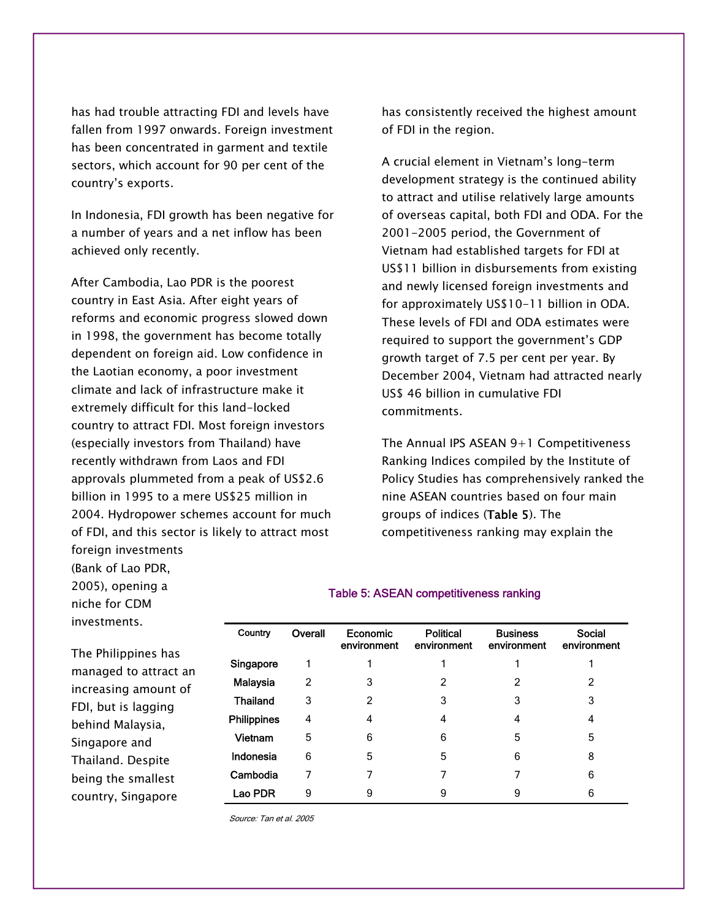has had trouble attracting FDI and levels have fallen from 1997 onwards. Foreign investment has been concentrated in garment and textile sectors, which account for 90 per cent of the country's exports.

In Indonesia, FDI growth has been negative for a number of years and a net inflow has been achieved only recently.

After Cambodia, Lao PDR is the poorest country in East Asia. After eight years of reforms and economic progress slowed down in 1998, the government has become totally dependent on foreign aid. Low confidence in the Laotian economy, a poor investment climate and lack of infrastructure make it extremely difficult for this land-locked country to attract FDI. Most foreign investors (especially investors from Thailand) have recently withdrawn from Laos and FDI approvals plummeted from a peak of US$2.6 billion in 1995 to a mere US$25 million in 2004. Hydropower schemes account for much of FDI, and this sector is likely to attract most foreign investments (Bank of Lao PDR, 2005), opening a niche for CDM investments.

The Philippines has managed to attract an increasing amount of FDI, but is lagging behind Malaysia, Singapore and Thailand. Despite being the smallest country, Singapore has consistently received the highest amount of FDI in the region.

A crucial element in Vietnam's long-term development strategy is the continued ability to attract and utilise relatively large amounts of overseas capital, both FDI and ODA. For the 2001-2005 period, the Government of Vietnam had established targets for FDI at US$11 billion in disbursements from existing and newly licensed foreign investments and for approximately US$10-11 billion in ODA. These levels of FDI and ODA estimates were required to support the government's GDP growth target of 7.5 per cent per year. By December 2004, Vietnam had attracted nearly US$ 46 billion in cumulative FDI commitments.

The Annual IPS ASEAN 9+1 Competitiveness Ranking Indices compiled by the Institute of Policy Studies has comprehensively ranked the nine ASEAN countries based on four main groups of indices (Table 5). The competitiveness ranking may explain the

Table 5: ASEAN competitiveness ranking

| Country | Overall | Economic environment | Political environment | Business environment | Social environment |
|---|---|---|---|---|---|
| Singapore | 1 | 1 | 1 | 1 | 1 |
| Malaysia | 2 | 3 | 2 | 2 | 2 |
| Thailand | 3 | 2 | 3 | 3 | 3 |
| Philippines | 4 | 4 | 4 | 4 | 4 |
| Vietnam | 5 | 6 | 6 | 5 | 5 |
| Indonesia | 6 | 5 | 5 | 6 | 8 |
| Cambodia | 7 | 7 | 7 | 7 | 6 |
| Lao PDR | 9 | 9 | 9 | 9 | 6 |

*Source: Tan et al. 2005*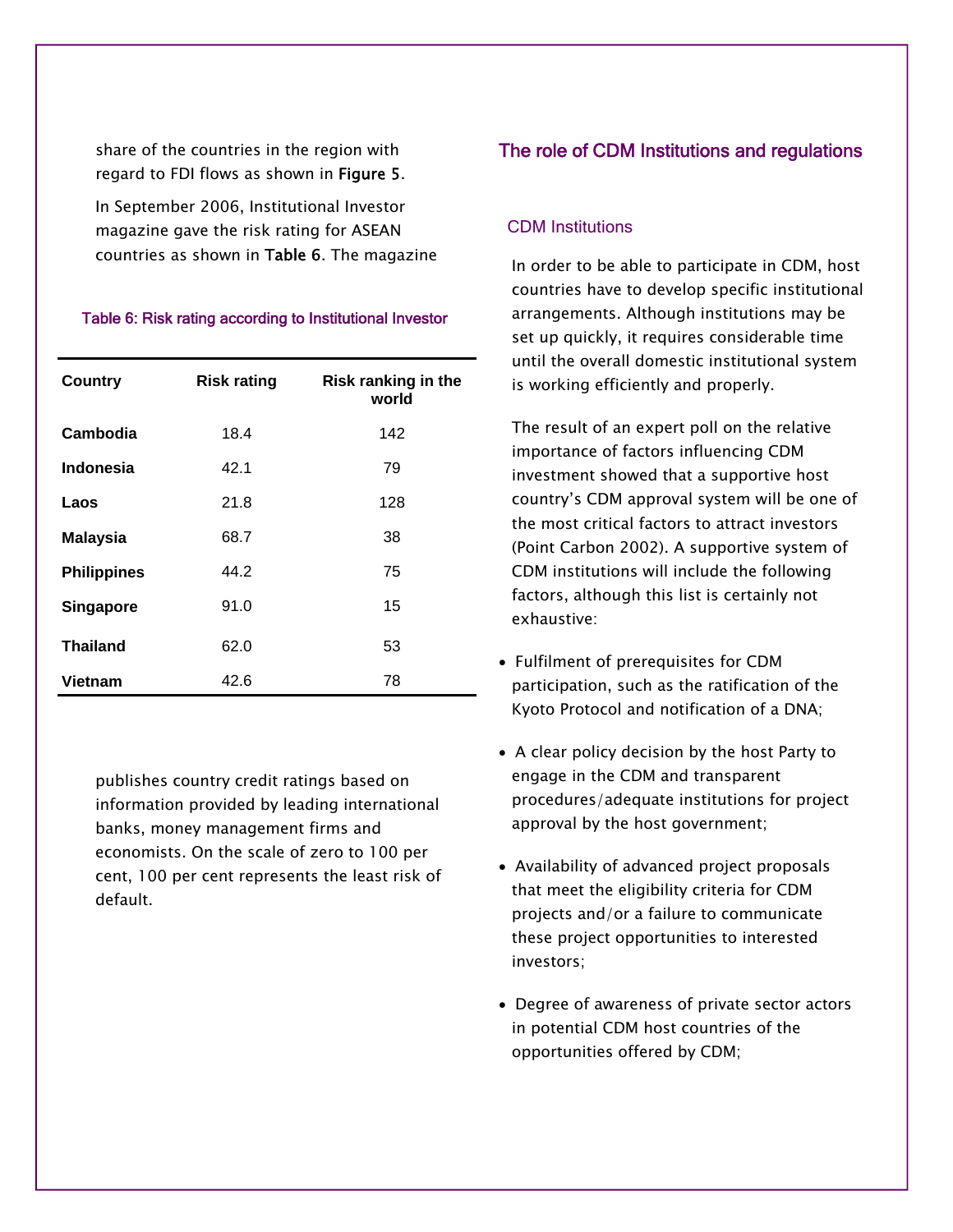share of the countries in the region with regard to FDI flows as shown in **Figure 5**.

In September 2006, Institutional Investor magazine gave the risk rating for ASEAN countries as shown in **Table 6**. The magazine publishes country credit ratings based on information provided by leading international banks, money management firms and economists. On the scale of zero to 100 per cent, 100 per cent represents the least risk of default.

Table 6: Risk rating according to Institutional Investor

| Country | Risk rating | Risk ranking in the world |
|---|---|---|
| **Cambodia** | 18.4 | 142 |
| **Indonesia** | 42.1 | 79 |
| **Laos** | 21.8 | 128 |
| **Malaysia** | 68.7 | 38 |
| **Philippines** | 44.2 | 75 |
| **Singapore** | 91.0 | 15 |
| **Thailand** | 62.0 | 53 |
| **Vietnam** | 42.6 | 78 |

## The role of CDM Institutions and regulations

### CDM Institutions

In order to be able to participate in CDM, host countries have to develop specific institutional arrangements. Although institutions may be set up quickly, it requires considerable time until the overall domestic institutional system is working efficiently and properly.

The result of an expert poll on the relative importance of factors influencing CDM investment showed that a supportive host country's CDM approval system will be one of the most critical factors to attract investors (Point Carbon 2002). A supportive system of CDM institutions will include the following factors, although this list is certainly not exhaustive:

- Fulfilment of prerequisites for CDM participation, such as the ratification of the Kyoto Protocol and notification of a DNA;
- A clear policy decision by the host Party to engage in the CDM and transparent procedures/adequate institutions for project approval by the host government;
- Availability of advanced project proposals that meet the eligibility criteria for CDM projects and/or a failure to communicate these project opportunities to interested investors;
- Degree of awareness of private sector actors in potential CDM host countries of the opportunities offered by CDM;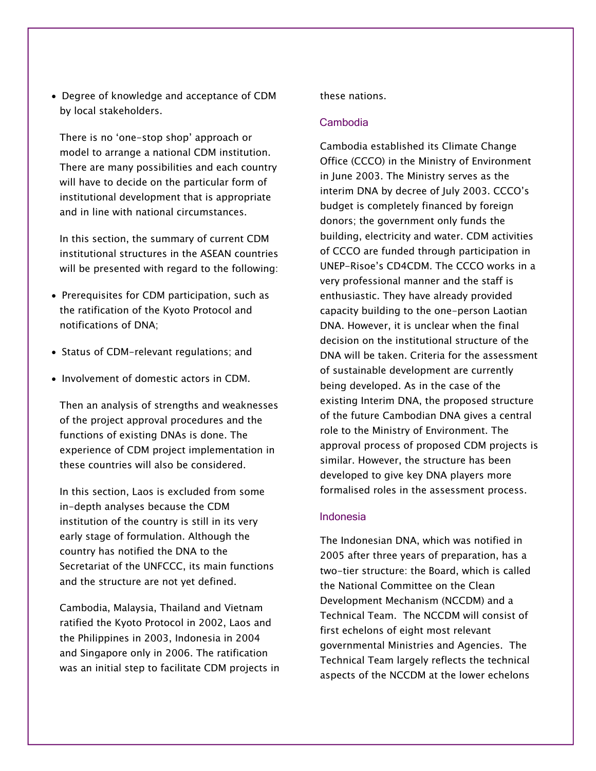- Degree of knowledge and acceptance of CDM by local stakeholders.

There is no 'one-stop shop' approach or model to arrange a national CDM institution. There are many possibilities and each country will have to decide on the particular form of institutional development that is appropriate and in line with national circumstances.

In this section, the summary of current CDM institutional structures in the ASEAN countries will be presented with regard to the following:

- Prerequisites for CDM participation, such as the ratification of the Kyoto Protocol and notifications of DNA;
- Status of CDM-relevant regulations; and
- Involvement of domestic actors in CDM.

Then an analysis of strengths and weaknesses of the project approval procedures and the functions of existing DNAs is done. The experience of CDM project implementation in these countries will also be considered.

In this section, Laos is excluded from some in-depth analyses because the CDM institution of the country is still in its very early stage of formulation. Although the country has notified the DNA to the Secretariat of the UNFCCC, its main functions and the structure are not yet defined.

Cambodia, Malaysia, Thailand and Vietnam ratified the Kyoto Protocol in 2002, Laos and the Philippines in 2003, Indonesia in 2004 and Singapore only in 2006. The ratification was an initial step to facilitate CDM projects in these nations.

### Cambodia

Cambodia established its Climate Change Office (CCCO) in the Ministry of Environment in June 2003. The Ministry serves as the interim DNA by decree of July 2003. CCCO's budget is completely financed by foreign donors; the government only funds the building, electricity and water. CDM activities of CCCO are funded through participation in UNEP-Risoe's CD4CDM. The CCCO works in a very professional manner and the staff is enthusiastic. They have already provided capacity building to the one-person Laotian DNA. However, it is unclear when the final decision on the institutional structure of the DNA will be taken. Criteria for the assessment of sustainable development are currently being developed. As in the case of the existing Interim DNA, the proposed structure of the future Cambodian DNA gives a central role to the Ministry of Environment. The approval process of proposed CDM projects is similar. However, the structure has been developed to give key DNA players more formalised roles in the assessment process.

### Indonesia

The Indonesian DNA, which was notified in 2005 after three years of preparation, has a two-tier structure: the Board, which is called the National Committee on the Clean Development Mechanism (NCCDM) and a Technical Team. The NCCDM will consist of first echelons of eight most relevant governmental Ministries and Agencies. The Technical Team largely reflects the technical aspects of the NCCDM at the lower echelons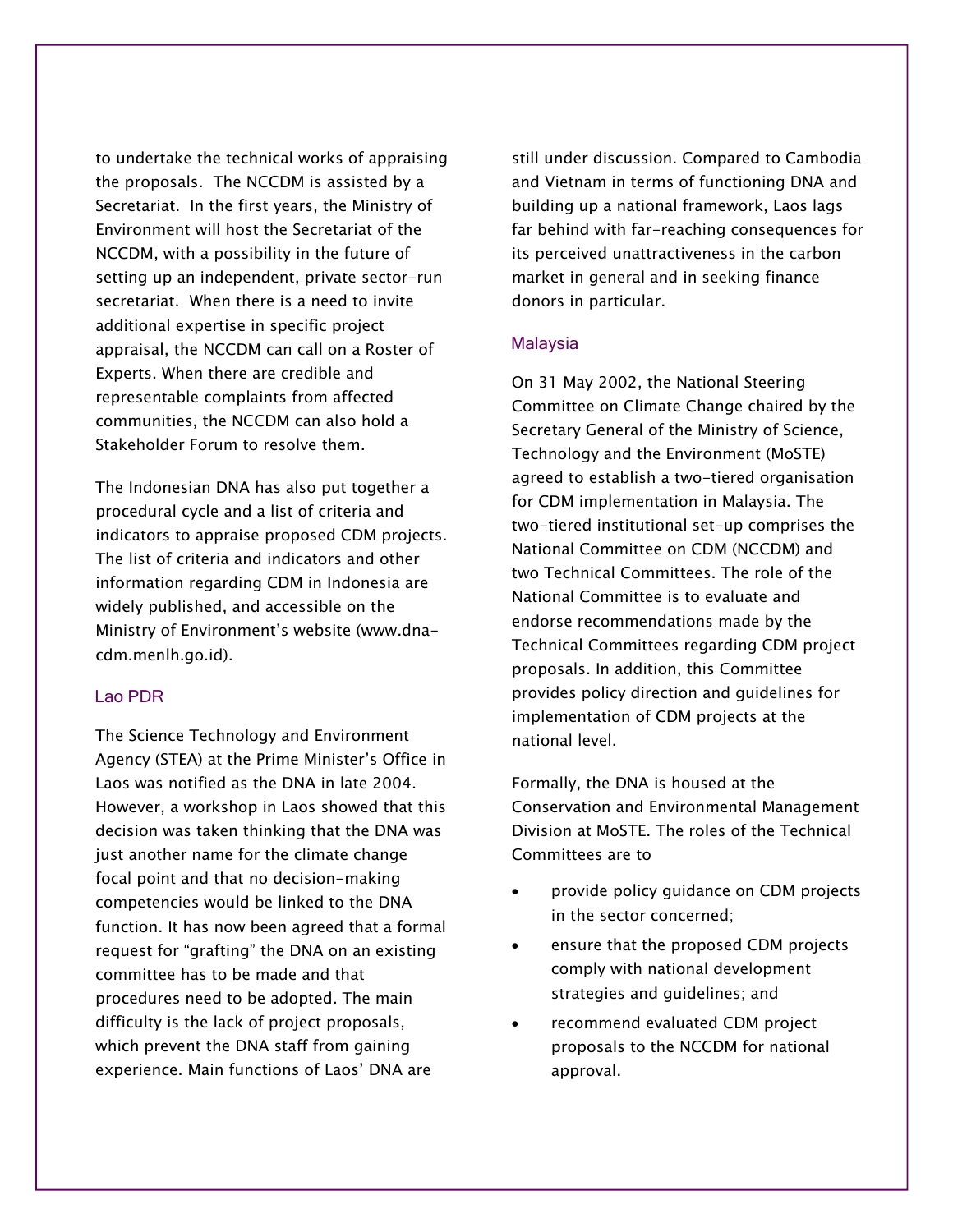to undertake the technical works of appraising the proposals. The NCCDM is assisted by a Secretariat. In the first years, the Ministry of Environment will host the Secretariat of the NCCDM, with a possibility in the future of setting up an independent, private sector-run secretariat. When there is a need to invite additional expertise in specific project appraisal, the NCCDM can call on a Roster of Experts. When there are credible and representable complaints from affected communities, the NCCDM can also hold a Stakeholder Forum to resolve them.

The Indonesian DNA has also put together a procedural cycle and a list of criteria and indicators to appraise proposed CDM projects. The list of criteria and indicators and other information regarding CDM in Indonesia are widely published, and accessible on the Ministry of Environment's website (www.dna-cdm.menlh.go.id).

### Lao PDR

The Science Technology and Environment Agency (STEA) at the Prime Minister's Office in Laos was notified as the DNA in late 2004. However, a workshop in Laos showed that this decision was taken thinking that the DNA was just another name for the climate change focal point and that no decision-making competencies would be linked to the DNA function. It has now been agreed that a formal request for "grafting" the DNA on an existing committee has to be made and that procedures need to be adopted. The main difficulty is the lack of project proposals, which prevent the DNA staff from gaining experience. Main functions of Laos' DNA are still under discussion. Compared to Cambodia and Vietnam in terms of functioning DNA and building up a national framework, Laos lags far behind with far-reaching consequences for its perceived unattractiveness in the carbon market in general and in seeking finance donors in particular.

### Malaysia

On 31 May 2002, the National Steering Committee on Climate Change chaired by the Secretary General of the Ministry of Science, Technology and the Environment (MoSTE) agreed to establish a two-tiered organisation for CDM implementation in Malaysia. The two-tiered institutional set-up comprises the National Committee on CDM (NCCDM) and two Technical Committees. The role of the National Committee is to evaluate and endorse recommendations made by the Technical Committees regarding CDM project proposals. In addition, this Committee provides policy direction and guidelines for implementation of CDM projects at the national level.

Formally, the DNA is housed at the Conservation and Environmental Management Division at MoSTE. The roles of the Technical Committees are to

- provide policy guidance on CDM projects in the sector concerned;
- ensure that the proposed CDM projects comply with national development strategies and guidelines; and
- recommend evaluated CDM project proposals to the NCCDM for national approval.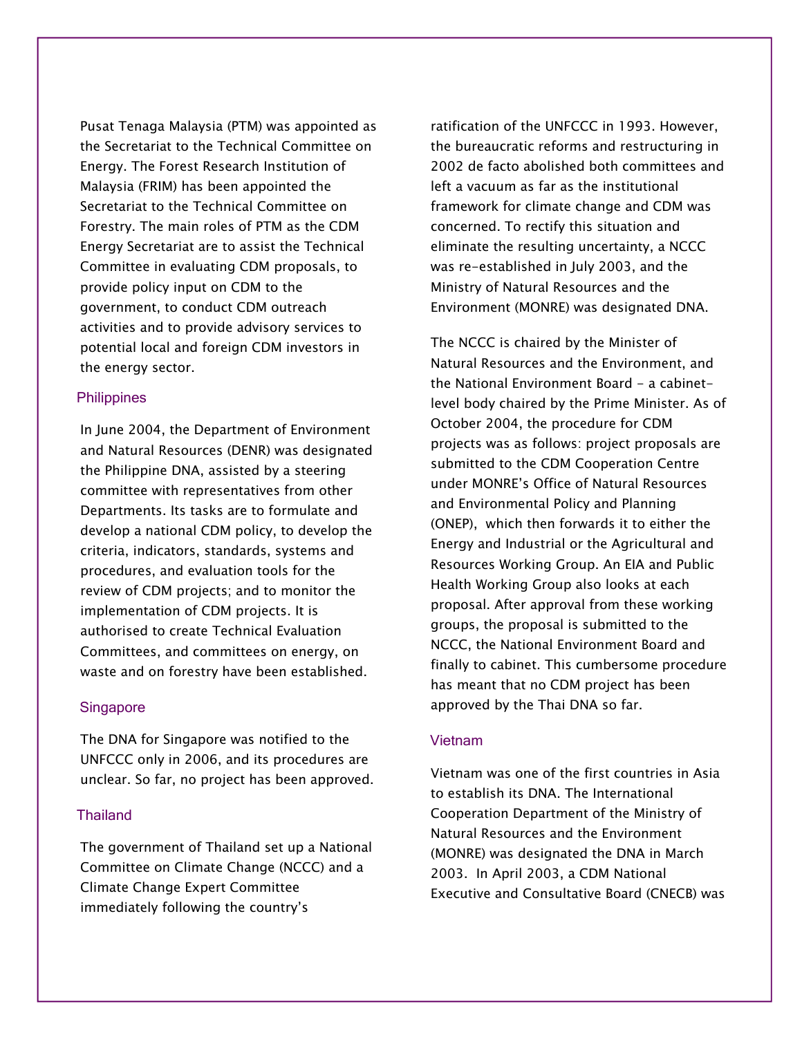Pusat Tenaga Malaysia (PTM) was appointed as the Secretariat to the Technical Committee on Energy. The Forest Research Institution of Malaysia (FRIM) has been appointed the Secretariat to the Technical Committee on Forestry. The main roles of PTM as the CDM Energy Secretariat are to assist the Technical Committee in evaluating CDM proposals, to provide policy input on CDM to the government, to conduct CDM outreach activities and to provide advisory services to potential local and foreign CDM investors in the energy sector.

### Philippines

In June 2004, the Department of Environment and Natural Resources (DENR) was designated the Philippine DNA, assisted by a steering committee with representatives from other Departments. Its tasks are to formulate and develop a national CDM policy, to develop the criteria, indicators, standards, systems and procedures, and evaluation tools for the review of CDM projects; and to monitor the implementation of CDM projects. It is authorised to create Technical Evaluation Committees, and committees on energy, on waste and on forestry have been established.

### Singapore

The DNA for Singapore was notified to the UNFCCC only in 2006, and its procedures are unclear. So far, no project has been approved.

### Thailand

The government of Thailand set up a National Committee on Climate Change (NCCC) and a Climate Change Expert Committee immediately following the country's ratification of the UNFCCC in 1993. However, the bureaucratic reforms and restructuring in 2002 de facto abolished both committees and left a vacuum as far as the institutional framework for climate change and CDM was concerned. To rectify this situation and eliminate the resulting uncertainty, a NCCC was re-established in July 2003, and the Ministry of Natural Resources and the Environment (MONRE) was designated DNA.

The NCCC is chaired by the Minister of Natural Resources and the Environment, and the National Environment Board - a cabinet-level body chaired by the Prime Minister. As of October 2004, the procedure for CDM projects was as follows: project proposals are submitted to the CDM Cooperation Centre under MONRE's Office of Natural Resources and Environmental Policy and Planning (ONEP), which then forwards it to either the Energy and Industrial or the Agricultural and Resources Working Group. An EIA and Public Health Working Group also looks at each proposal. After approval from these working groups, the proposal is submitted to the NCCC, the National Environment Board and finally to cabinet. This cumbersome procedure has meant that no CDM project has been approved by the Thai DNA so far.

### Vietnam

Vietnam was one of the first countries in Asia to establish its DNA. The International Cooperation Department of the Ministry of Natural Resources and the Environment (MONRE) was designated the DNA in March 2003. In April 2003, a CDM National Executive and Consultative Board (CNECB) was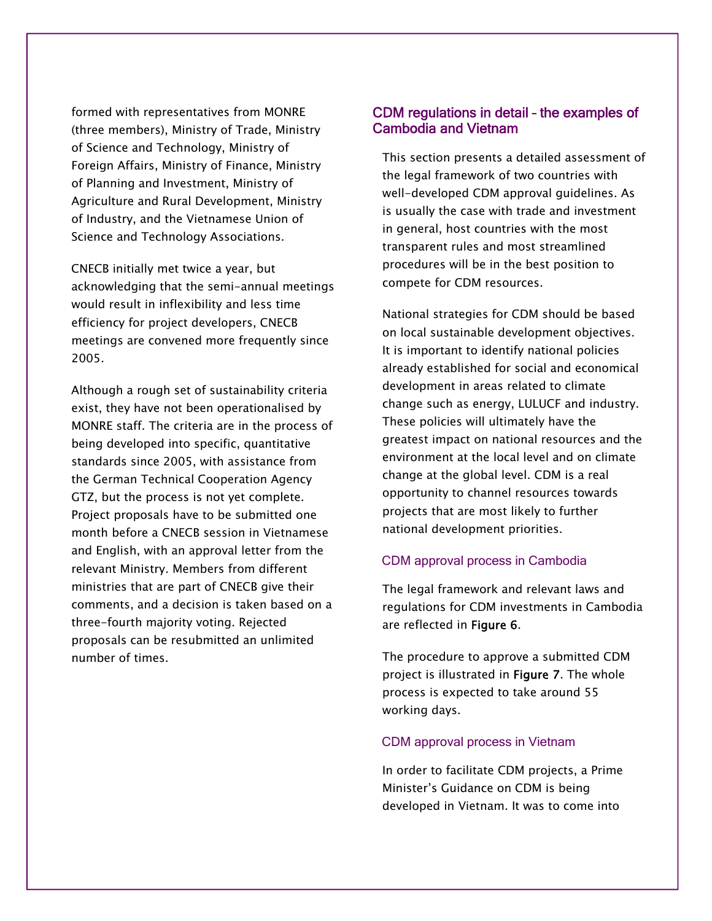formed with representatives from MONRE (three members), Ministry of Trade, Ministry of Science and Technology, Ministry of Foreign Affairs, Ministry of Finance, Ministry of Planning and Investment, Ministry of Agriculture and Rural Development, Ministry of Industry, and the Vietnamese Union of Science and Technology Associations.

CNECB initially met twice a year, but acknowledging that the semi-annual meetings would result in inflexibility and less time efficiency for project developers, CNECB meetings are convened more frequently since 2005.

Although a rough set of sustainability criteria exist, they have not been operationalised by MONRE staff. The criteria are in the process of being developed into specific, quantitative standards since 2005, with assistance from the German Technical Cooperation Agency GTZ, but the process is not yet complete. Project proposals have to be submitted one month before a CNECB session in Vietnamese and English, with an approval letter from the relevant Ministry. Members from different ministries that are part of CNECB give their comments, and a decision is taken based on a three-fourth majority voting. Rejected proposals can be resubmitted an unlimited number of times.

## CDM regulations in detail – the examples of Cambodia and Vietnam

This section presents a detailed assessment of the legal framework of two countries with well-developed CDM approval guidelines. As is usually the case with trade and investment in general, host countries with the most transparent rules and most streamlined procedures will be in the best position to compete for CDM resources.

National strategies for CDM should be based on local sustainable development objectives. It is important to identify national policies already established for social and economical development in areas related to climate change such as energy, LULUCF and industry. These policies will ultimately have the greatest impact on national resources and the environment at the local level and on climate change at the global level. CDM is a real opportunity to channel resources towards projects that are most likely to further national development priorities.

### CDM approval process in Cambodia

The legal framework and relevant laws and regulations for CDM investments in Cambodia are reflected in **Figure 6**.

The procedure to approve a submitted CDM project is illustrated in **Figure 7**. The whole process is expected to take around 55 working days.

### CDM approval process in Vietnam

In order to facilitate CDM projects, a Prime Minister's Guidance on CDM is being developed in Vietnam. It was to come into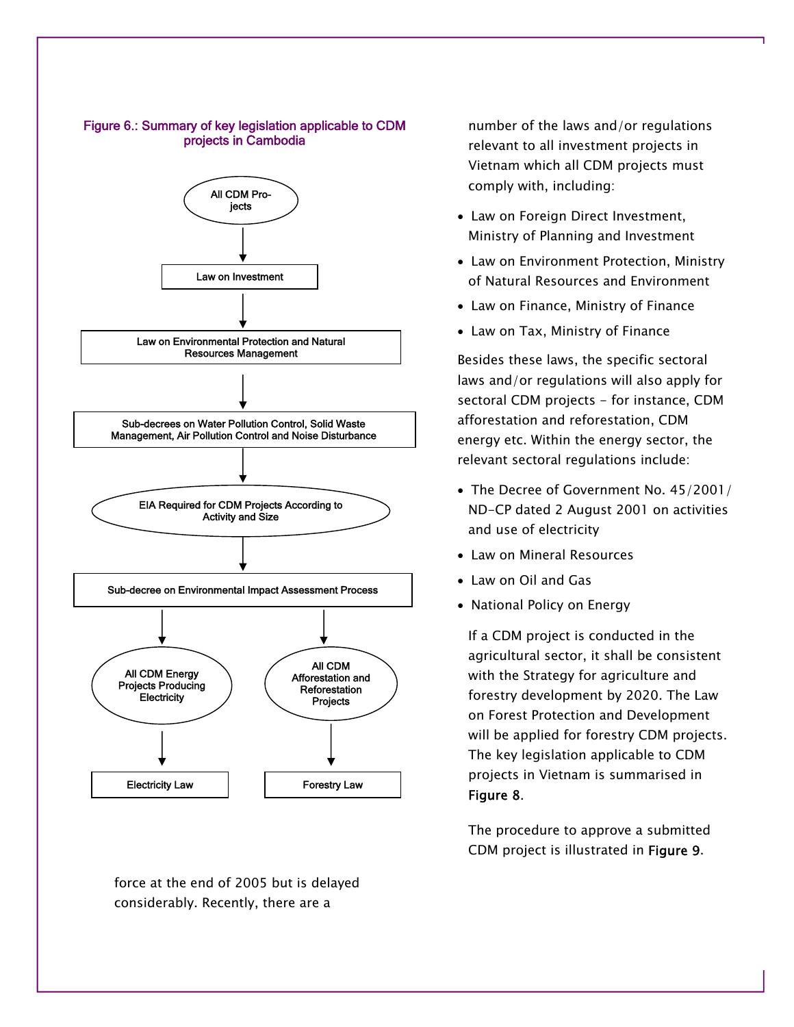Figure 6.: Summary of key legislation applicable to CDM projects in Cambodia

All CDM Projects
↓
Law on Investment
↓
Law on Environmental Protection and Natural Resources Management
↓
Sub-decrees on Water Pollution Control, Solid Waste Management, Air Pollution Control and Noise Disturbance
↓
EIA Required for CDM Projects According to Activity and Size
↓
Sub-decree on Environmental Impact Assessment Process
↓
All CDM Energy Projects Producing Electricity → Electricity Law

All CDM Afforestation and Reforestation Projects → Forestry Law

force at the end of 2005 but is delayed considerably. Recently, there are a number of the laws and/or regulations relevant to all investment projects in Vietnam which all CDM projects must comply with, including:

- Law on Foreign Direct Investment, Ministry of Planning and Investment
- Law on Environment Protection, Ministry of Natural Resources and Environment
- Law on Finance, Ministry of Finance
- Law on Tax, Ministry of Finance

Besides these laws, the specific sectoral laws and/or regulations will also apply for sectoral CDM projects – for instance, CDM afforestation and reforestation, CDM energy etc. Within the energy sector, the relevant sectoral regulations include:

- The Decree of Government No. 45/2001/ND-CP dated 2 August 2001 on activities and use of electricity
- Law on Mineral Resources
- Law on Oil and Gas
- National Policy on Energy

If a CDM project is conducted in the agricultural sector, it shall be consistent with the Strategy for agriculture and forestry development by 2020. The Law on Forest Protection and Development will be applied for forestry CDM projects. The key legislation applicable to CDM projects in Vietnam is summarised in **Figure 8**.

The procedure to approve a submitted CDM project is illustrated in **Figure 9**.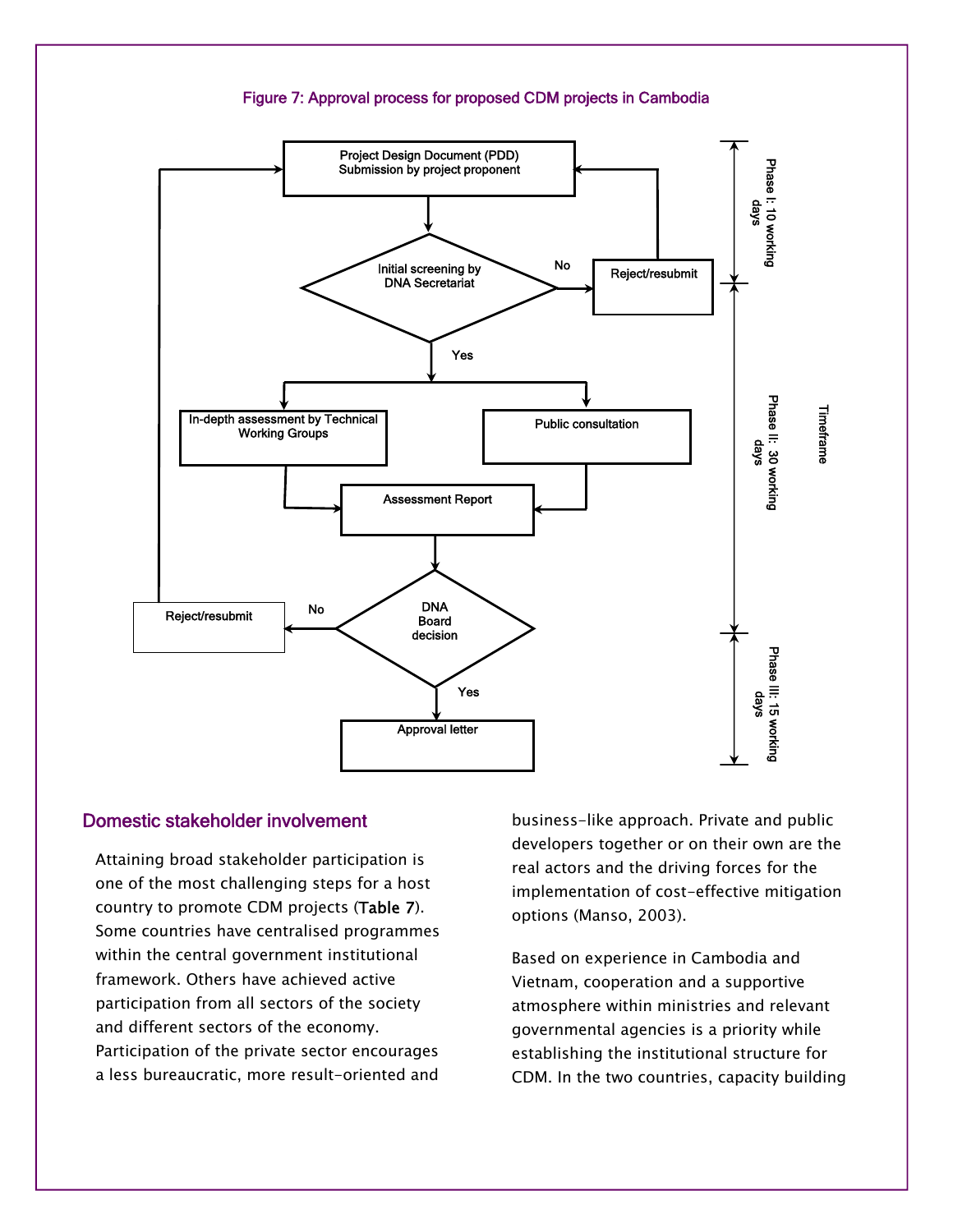Figure 7: Approval process for proposed CDM projects in Cambodia

Project Design Document (PDD) Submission by project proponent

Initial screening by DNA Secretariat

No

Reject/resubmit

Yes

In-depth assessment by Technical Working Groups

Public consultation

Assessment Report

DNA Board decision

No

Reject/resubmit

Yes

Approval letter

Phase I: 10 working days

Phase II: 30 working days

Phase III: 15 working days

Timeframe

## Domestic stakeholder involvement

Attaining broad stakeholder participation is one of the most challenging steps for a host country to promote CDM projects (Table 7). Some countries have centralised programmes within the central government institutional framework. Others have achieved active participation from all sectors of the society and different sectors of the economy. Participation of the private sector encourages a less bureaucratic, more result-oriented and business-like approach. Private and public developers together or on their own are the real actors and the driving forces for the implementation of cost-effective mitigation options (Manso, 2003).

Based on experience in Cambodia and Vietnam, cooperation and a supportive atmosphere within ministries and relevant governmental agencies is a priority while establishing the institutional structure for CDM. In the two countries, capacity building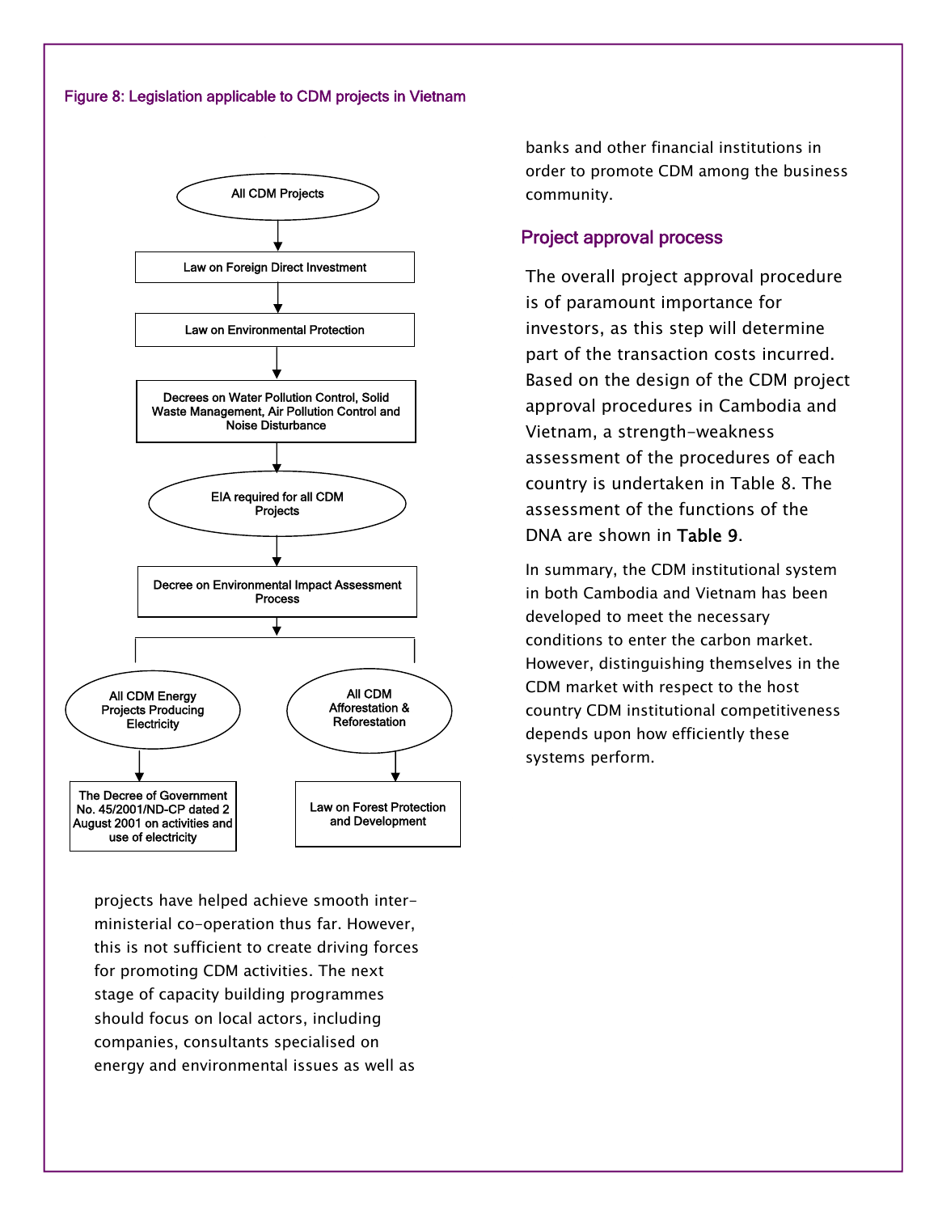Figure 8: Legislation applicable to CDM projects in Vietnam

All CDM Projects

Law on Foreign Direct Investment

Law on Environmental Protection

Decrees on Water Pollution Control, Solid Waste Management, Air Pollution Control and Noise Disturbance

EIA required for all CDM Projects

Decree on Environmental Impact Assessment Process

All CDM Energy Projects Producing Electricity

The Decree of Government No. 45/2001/ND-CP dated 2 August 2001 on activities and use of electricity

All CDM Afforestation & Reforestation

Law on Forest Protection and Development

projects have helped achieve smooth inter-ministerial co-operation thus far. However, this is not sufficient to create driving forces for promoting CDM activities. The next stage of capacity building programmes should focus on local actors, including companies, consultants specialised on energy and environmental issues as well as banks and other financial institutions in order to promote CDM among the business community.

## Project approval process

The overall project approval procedure is of paramount importance for investors, as this step will determine part of the transaction costs incurred. Based on the design of the CDM project approval procedures in Cambodia and Vietnam, a strength-weakness assessment of the procedures of each country is undertaken in Table 8. The assessment of the functions of the DNA are shown in Table 9.

In summary, the CDM institutional system in both Cambodia and Vietnam has been developed to meet the necessary conditions to enter the carbon market. However, distinguishing themselves in the CDM market with respect to the host country CDM institutional competitiveness depends upon how efficiently these systems perform.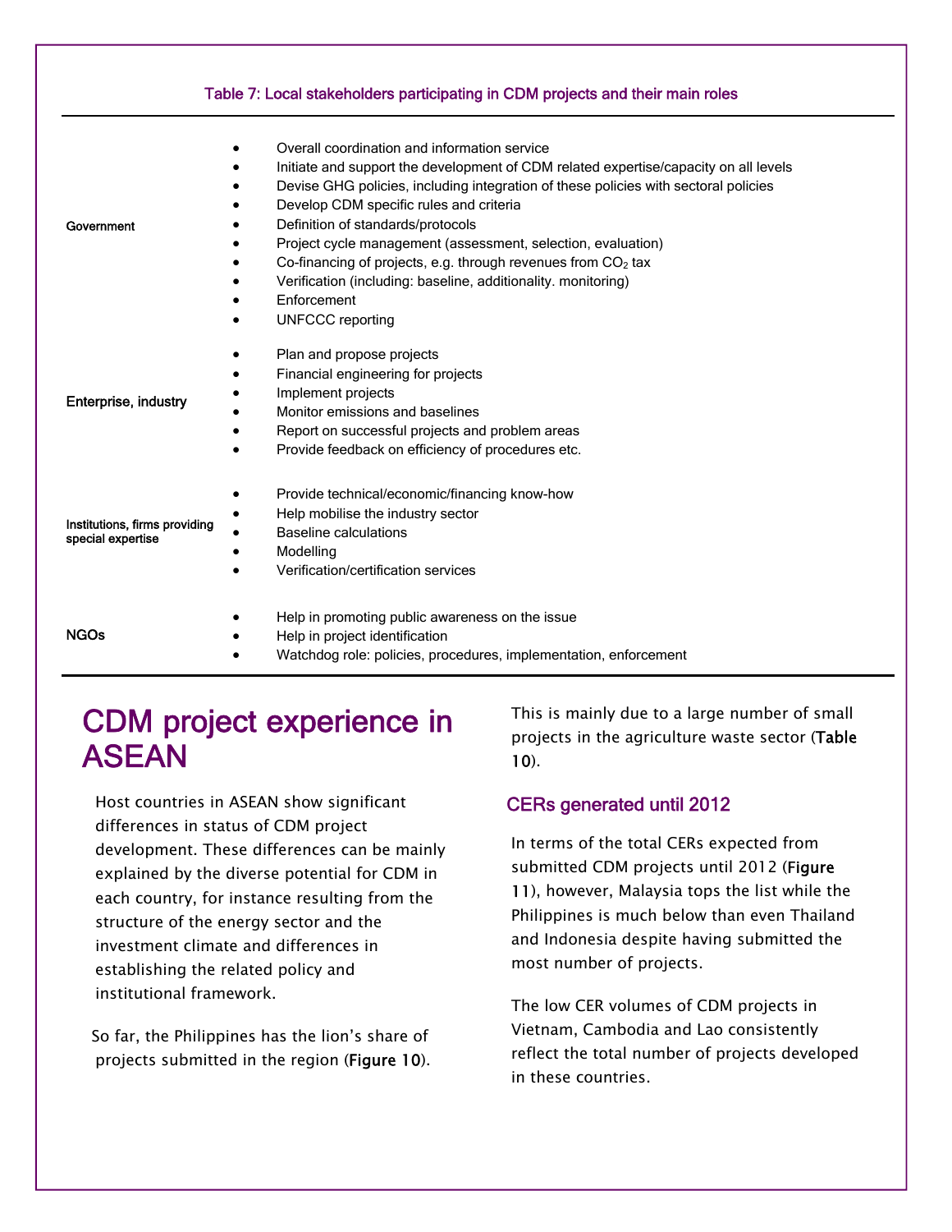Table 7: Local stakeholders participating in CDM projects and their main roles

| Stakeholder | Main roles |
| --- | --- |
| Government | • Overall coordination and information service<br>• Initiate and support the development of CDM related expertise/capacity on all levels<br>• Devise GHG policies, including integration of these policies with sectoral policies<br>• Develop CDM specific rules and criteria<br>• Definition of standards/protocols<br>• Project cycle management (assessment, selection, evaluation)<br>• Co-financing of projects, e.g. through revenues from $CO_2$ tax<br>• Verification (including: baseline, additionality. monitoring)<br>• Enforcement<br>• UNFCCC reporting |
| Enterprise, industry | • Plan and propose projects<br>• Financial engineering for projects<br>• Implement projects<br>• Monitor emissions and baselines<br>• Report on successful projects and problem areas<br>• Provide feedback on efficiency of procedures etc. |
| Institutions, firms providing special expertise | • Provide technical/economic/financing know-how<br>• Help mobilise the industry sector<br>• Baseline calculations<br>• Modelling<br>• Verification/certification services |
| NGOs | • Help in promoting public awareness on the issue<br>• Help in project identification<br>• Watchdog role: policies, procedures, implementation, enforcement |

# CDM project experience in ASEAN

Host countries in ASEAN show significant differences in status of CDM project development. These differences can be mainly explained by the diverse potential for CDM in each country, for instance resulting from the structure of the energy sector and the investment climate and differences in establishing the related policy and institutional framework.

So far, the Philippines has the lion's share of projects submitted in the region (Figure 10). This is mainly due to a large number of small projects in the agriculture waste sector (Table 10).

## CERs generated until 2012

In terms of the total CERs expected from submitted CDM projects until 2012 (Figure 11), however, Malaysia tops the list while the Philippines is much below than even Thailand and Indonesia despite having submitted the most number of projects.

The low CER volumes of CDM projects in Vietnam, Cambodia and Lao consistently reflect the total number of projects developed in these countries.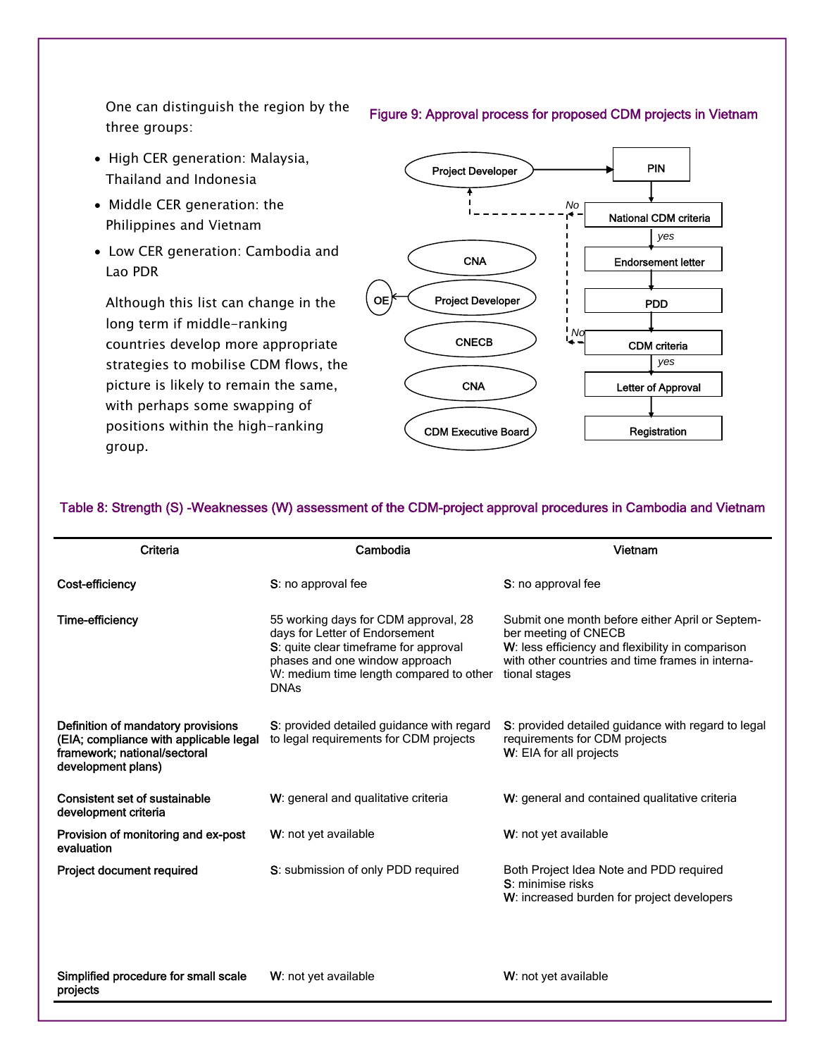One can distinguish the region by the three groups:

- High CER generation: Malaysia, Thailand and Indonesia
- Middle CER generation: the Philippines and Vietnam
- Low CER generation: Cambodia and Lao PDR

Although this list can change in the long term if middle-ranking countries develop more appropriate strategies to mobilise CDM flows, the picture is likely to remain the same, with perhaps some swapping of positions within the high-ranking group.

**Figure 9: Approval process for proposed CDM projects in Vietnam**

Project Developer → PIN → National CDM criteria (No → Project Developer; yes →) Endorsement letter → PDD → CDM criteria (No → back; yes →) Letter of Approval → Registration

CNA; OE ← Project Developer; CNECB; CNA; CDM Executive Board

**Table 8: Strength (S) -Weaknesses (W) assessment of the CDM-project approval procedures in Cambodia and Vietnam**

| Criteria | Cambodia | Vietnam |
|---|---|---|
| Cost-efficiency | S: no approval fee | S: no approval fee |
| Time-efficiency | 55 working days for CDM approval, 28 days for Letter of Endorsement<br>S: quite clear timeframe for approval phases and one window approach<br>W: medium time length compared to other DNAs | Submit one month before either April or September meeting of CNECB<br>W: less efficiency and flexibility in comparison with other countries and time frames in international stages |
| Definition of mandatory provisions (EIA; compliance with applicable legal framework; national/sectoral development plans) | S: provided detailed guidance with regard to legal requirements for CDM projects | S: provided detailed guidance with regard to legal requirements for CDM projects<br>W: EIA for all projects |
| Consistent set of sustainable development criteria | W: general and qualitative criteria | W: general and contained qualitative criteria |
| Provision of monitoring and ex-post evaluation | W: not yet available | W: not yet available |
| Project document required | S: submission of only PDD required | Both Project Idea Note and PDD required<br>S: minimise risks<br>W: increased burden for project developers |
| Simplified procedure for small scale projects | W: not yet available | W: not yet available |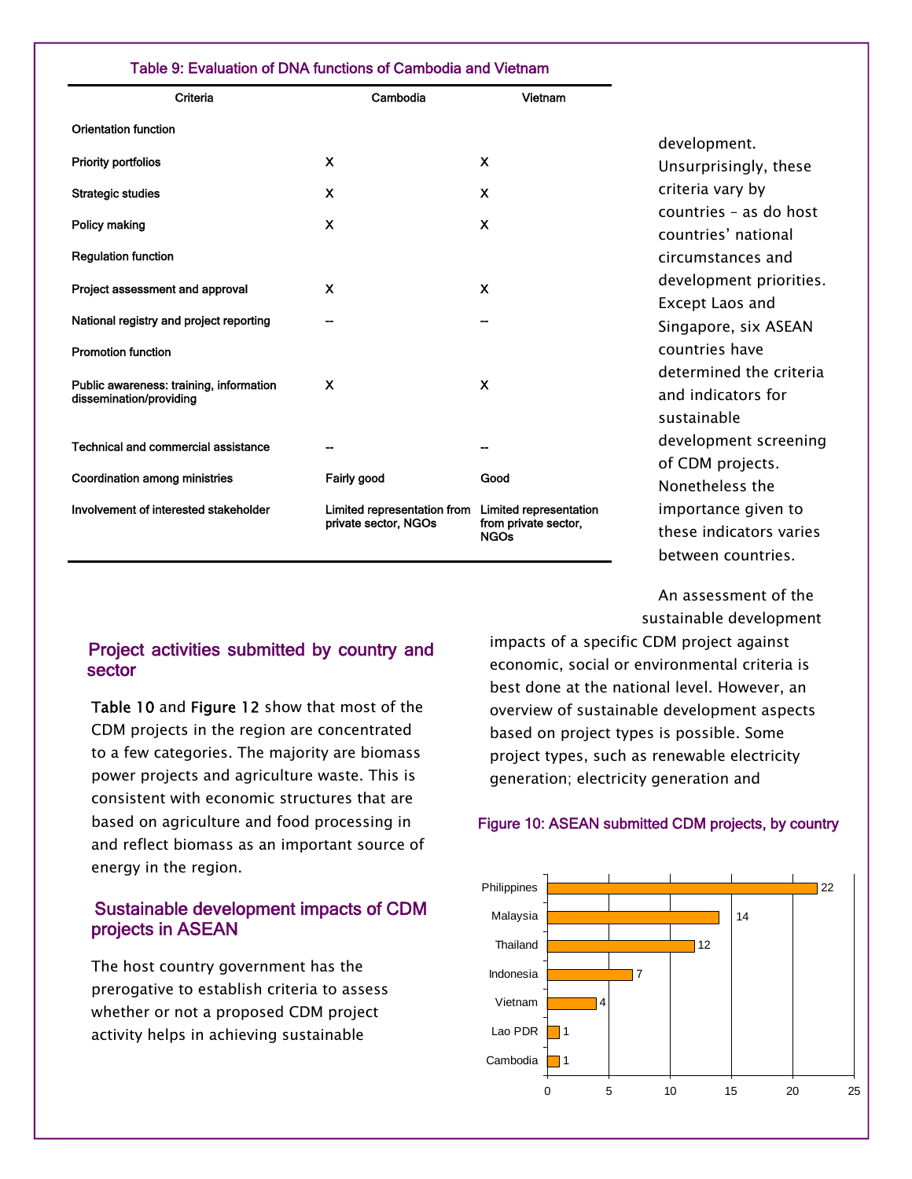Table 9: Evaluation of DNA functions of Cambodia and Vietnam

| Criteria | Cambodia | Vietnam |
|---|---|---|
| Orientation function | | |
| Priority portfolios | X | X |
| Strategic studies | X | X |
| Policy making | X | X |
| Regulation function | | |
| Project assessment and approval | X | X |
| National registry and project reporting | -- | -- |
| Promotion function | | |
| Public awareness: training, information dissemination/providing | X | X |
| Technical and commercial assistance | -- | -- |
| Coordination among ministries | Fairly good | Good |
| Involvement of interested stakeholder | Limited representation from private sector, NGOs | Limited representation from private sector, NGOs |

## Project activities submitted by country and sector

Table 10 and Figure 12 show that most of the CDM projects in the region are concentrated to a few categories. The majority are biomass power projects and agriculture waste. This is consistent with economic structures that are based on agriculture and food processing in and reflect biomass as an important source of energy in the region.

## Sustainable development impacts of CDM projects in ASEAN

The host country government has the prerogative to establish criteria to assess whether or not a proposed CDM project activity helps in achieving sustainable development. Unsurprisingly, these criteria vary by countries – as do host countries' national circumstances and development priorities. Except Laos and Singapore, six ASEAN countries have determined the criteria and indicators for sustainable development screening of CDM projects. Nonetheless the importance given to these indicators varies between countries.

An assessment of the sustainable development impacts of a specific CDM project against economic, social or environmental criteria is best done at the national level. However, an overview of sustainable development aspects based on project types is possible. Some project types, such as renewable electricity generation; electricity generation and

Figure 10: ASEAN submitted CDM projects, by country

| Country | Number of projects |
|---|---|
| Philippines | 22 |
| Malaysia | 14 |
| Thailand | 12 |
| Indonesia | 7 |
| Vietnam | 4 |
| Lao PDR | 1 |
| Cambodia | 1 |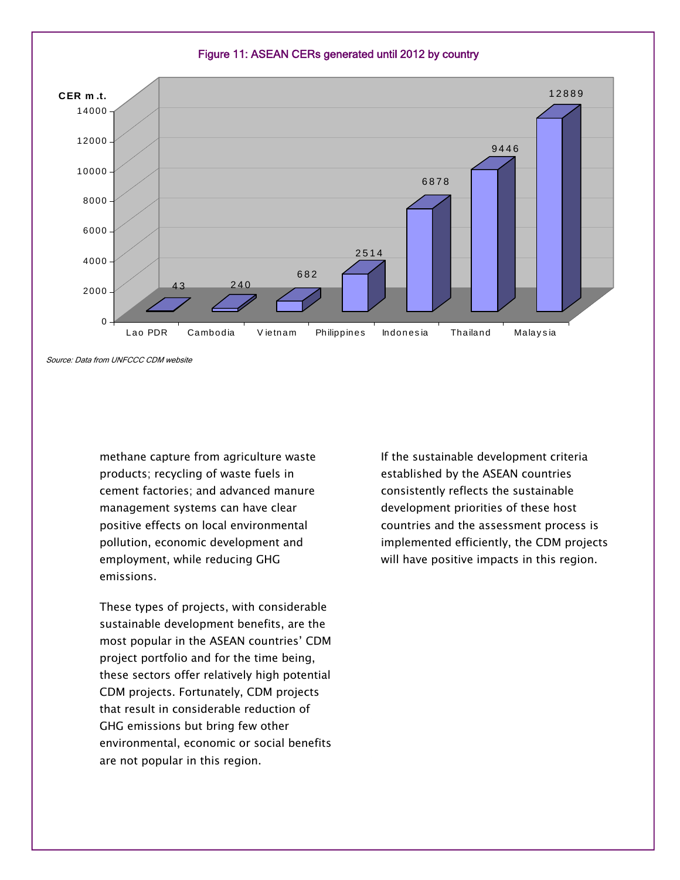**Figure 11: ASEAN CERs generated until 2012 by country**

| Country | CER m.t. |
|---|---|
| Lao PDR | 43 |
| Cambodia | 240 |
| Vietnam | 682 |
| Philippines | 2514 |
| Indonesia | 6878 |
| Thailand | 9446 |
| Malaysia | 12889 |

*Source: Data from UNFCCC CDM website*

methane capture from agriculture waste products; recycling of waste fuels in cement factories; and advanced manure management systems can have clear positive effects on local environmental pollution, economic development and employment, while reducing GHG emissions.

These types of projects, with considerable sustainable development benefits, are the most popular in the ASEAN countries' CDM project portfolio and for the time being, these sectors offer relatively high potential CDM projects. Fortunately, CDM projects that result in considerable reduction of GHG emissions but bring few other environmental, economic or social benefits are not popular in this region.

If the sustainable development criteria established by the ASEAN countries consistently reflects the sustainable development priorities of these host countries and the assessment process is implemented efficiently, the CDM projects will have positive impacts in this region.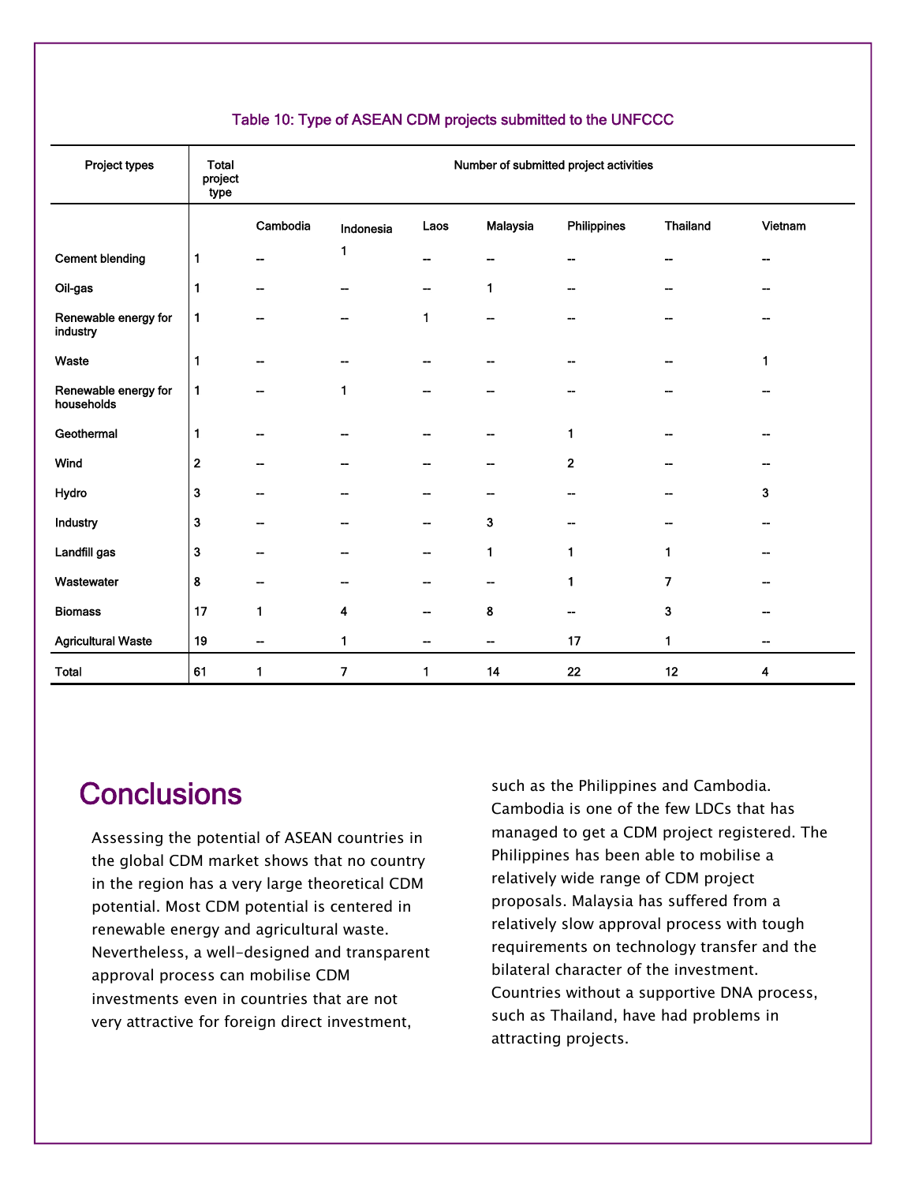### Table 10: Type of ASEAN CDM projects submitted to the UNFCCC

| Project types | Total project type | Number of submitted project activities | | | | | | |
|---|---|---|---|---|---|---|---|---|
| | | Cambodia | Indonesia | Laos | Malaysia | Philippines | Thailand | Vietnam |
| Cement blending | 1 | -- | 1 | -- | -- | -- | -- | -- |
| Oil-gas | 1 | -- | -- | -- | 1 | -- | -- | -- |
| Renewable energy for industry | 1 | -- | -- | 1 | -- | -- | -- | -- |
| Waste | 1 | -- | -- | -- | -- | -- | -- | 1 |
| Renewable energy for households | 1 | -- | 1 | -- | -- | -- | -- | -- |
| Geothermal | 1 | -- | -- | -- | -- | 1 | -- | -- |
| Wind | 2 | -- | -- | -- | -- | 2 | -- | -- |
| Hydro | 3 | -- | -- | -- | -- | -- | -- | 3 |
| Industry | 3 | -- | -- | -- | 3 | -- | -- | -- |
| Landfill gas | 3 | -- | -- | -- | 1 | 1 | 1 | -- |
| Wastewater | 8 | -- | -- | -- | -- | 1 | 7 | -- |
| Biomass | 17 | 1 | 4 | -- | 8 | -- | 3 | -- |
| Agricultural Waste | 19 | -- | 1 | -- | -- | 17 | 1 | -- |
| Total | 61 | 1 | 7 | 1 | 14 | 22 | 12 | 4 |

# Conclusions

Assessing the potential of ASEAN countries in the global CDM market shows that no country in the region has a very large theoretical CDM potential. Most CDM potential is centered in renewable energy and agricultural waste. Nevertheless, a well-designed and transparent approval process can mobilise CDM investments even in countries that are not very attractive for foreign direct investment, such as the Philippines and Cambodia. Cambodia is one of the few LDCs that has managed to get a CDM project registered. The Philippines has been able to mobilise a relatively wide range of CDM project proposals. Malaysia has suffered from a relatively slow approval process with tough requirements on technology transfer and the bilateral character of the investment. Countries without a supportive DNA process, such as Thailand, have had problems in attracting projects.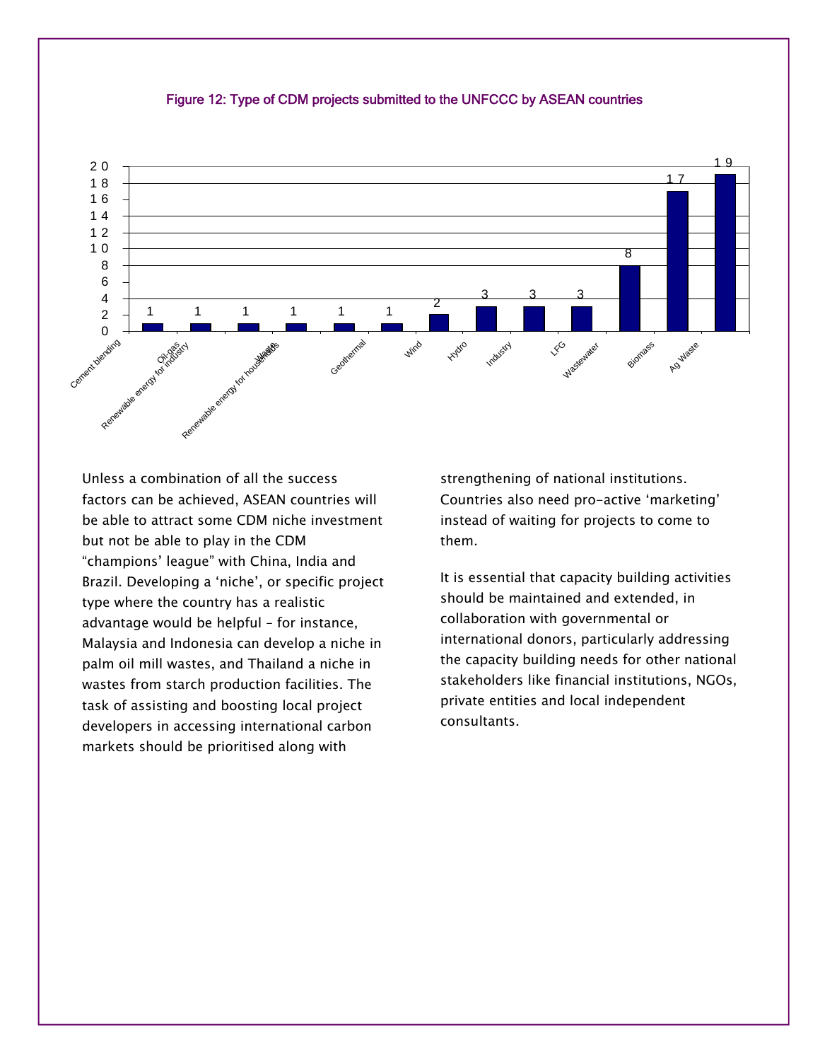Figure 12: Type of CDM projects submitted to the UNFCCC by ASEAN countries

| Project type | Number of projects |
| --- | --- |
| Cement blending | 1 |
| Oil-gas | 1 |
| Renewable energy for industry | 1 |
| Waste | 1 |
| Renewable energy for households | 1 |
| Geothermal | 1 |
| Wind | 2 |
| Hydro | 3 |
| Industry | 3 |
| LFG | 3 |
| Wastewater | 8 |
| Biomass | 17 |
| Ag Waste | 19 |

Unless a combination of all the success factors can be achieved, ASEAN countries will be able to attract some CDM niche investment but not be able to play in the CDM "champions' league" with China, India and Brazil. Developing a 'niche', or specific project type where the country has a realistic advantage would be helpful – for instance, Malaysia and Indonesia can develop a niche in palm oil mill wastes, and Thailand a niche in wastes from starch production facilities. The task of assisting and boosting local project developers in accessing international carbon markets should be prioritised along with strengthening of national institutions. Countries also need pro-active 'marketing' instead of waiting for projects to come to them.

It is essential that capacity building activities should be maintained and extended, in collaboration with governmental or international donors, particularly addressing the capacity building needs for other national stakeholders like financial institutions, NGOs, private entities and local independent consultants.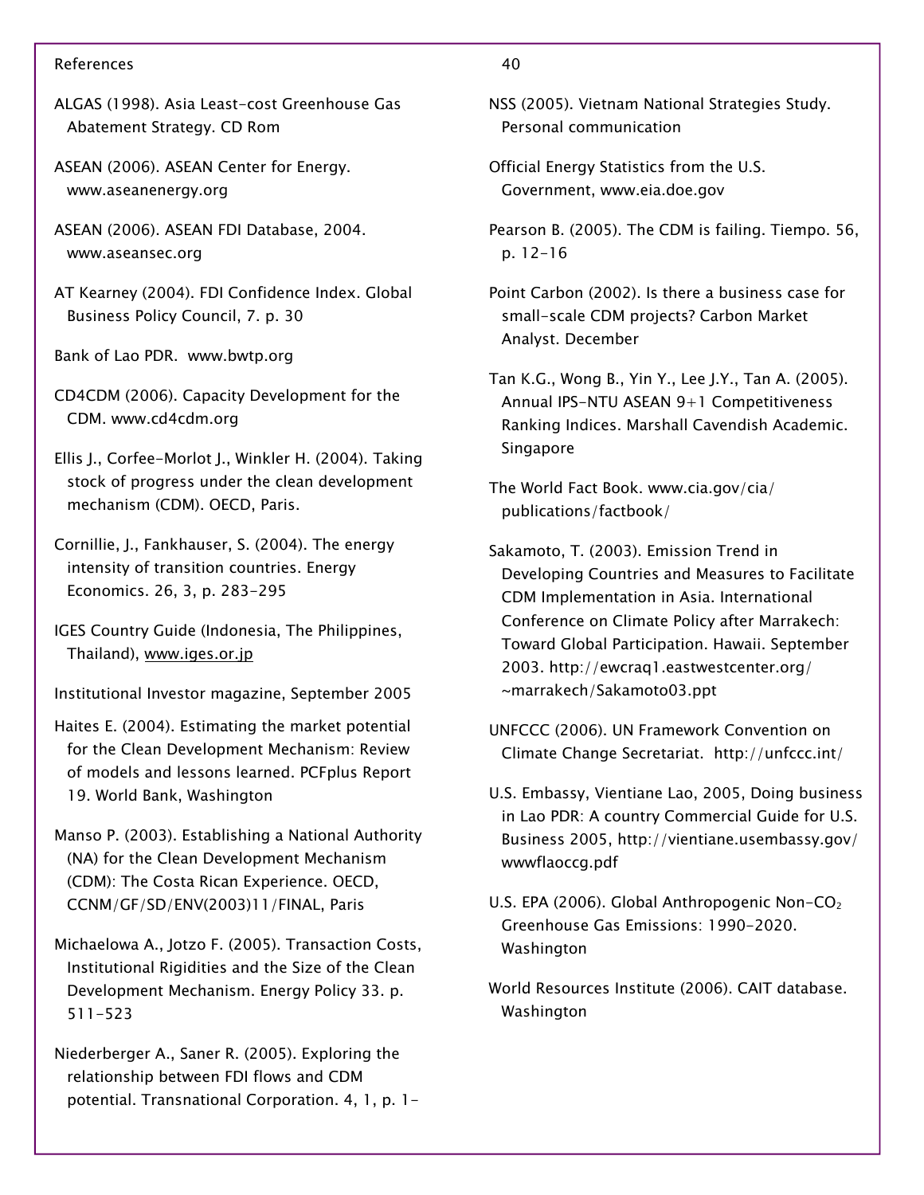References

ALGAS (1998). Asia Least-cost Greenhouse Gas Abatement Strategy. CD Rom

ASEAN (2006). ASEAN Center for Energy. www.aseanenergy.org

ASEAN (2006). ASEAN FDI Database, 2004. www.aseansec.org

AT Kearney (2004). FDI Confidence Index. Global Business Policy Council, 7. p. 30

Bank of Lao PDR. www.bwtp.org

CD4CDM (2006). Capacity Development for the CDM. www.cd4cdm.org

Ellis J., Corfee-Morlot J., Winkler H. (2004). Taking stock of progress under the clean development mechanism (CDM). OECD, Paris.

Cornillie, J., Fankhauser, S. (2004). The energy intensity of transition countries. Energy Economics. 26, 3, p. 283-295

IGES Country Guide (Indonesia, The Philippines, Thailand), www.iges.or.jp

Institutional Investor magazine, September 2005

Haites E. (2004). Estimating the market potential for the Clean Development Mechanism: Review of models and lessons learned. PCFplus Report 19. World Bank, Washington

Manso P. (2003). Establishing a National Authority (NA) for the Clean Development Mechanism (CDM): The Costa Rican Experience. OECD, CCNM/GF/SD/ENV(2003)11/FINAL, Paris

Michaelowa A., Jotzo F. (2005). Transaction Costs, Institutional Rigidities and the Size of the Clean Development Mechanism. Energy Policy 33. p. 511-523

Niederberger A., Saner R. (2005). Exploring the relationship between FDI flows and CDM potential. Transnational Corporation. 4, 1, p. 1-40

NSS (2005). Vietnam National Strategies Study. Personal communication

Official Energy Statistics from the U.S. Government, www.eia.doe.gov

Pearson B. (2005). The CDM is failing. Tiempo. 56, p. 12-16

Point Carbon (2002). Is there a business case for small-scale CDM projects? Carbon Market Analyst. December

Tan K.G., Wong B., Yin Y., Lee J.Y., Tan A. (2005). Annual IPS-NTU ASEAN 9+1 Competitiveness Ranking Indices. Marshall Cavendish Academic. Singapore

The World Fact Book. www.cia.gov/cia/publications/factbook/

Sakamoto, T. (2003). Emission Trend in Developing Countries and Measures to Facilitate CDM Implementation in Asia. International Conference on Climate Policy after Marrakech: Toward Global Participation. Hawaii. September 2003. http://ewcraq1.eastwestcenter.org/~marrakech/Sakamoto03.ppt

UNFCCC (2006). UN Framework Convention on Climate Change Secretariat. http://unfccc.int/

U.S. Embassy, Vientiane Lao, 2005, Doing business in Lao PDR: A country Commercial Guide for U.S. Business 2005, http://vientiane.usembassy.gov/wwwflaoccg.pdf

U.S. EPA (2006). Global Anthropogenic Non-$CO_2$ Greenhouse Gas Emissions: 1990-2020. Washington

World Resources Institute (2006). CAIT database. Washington